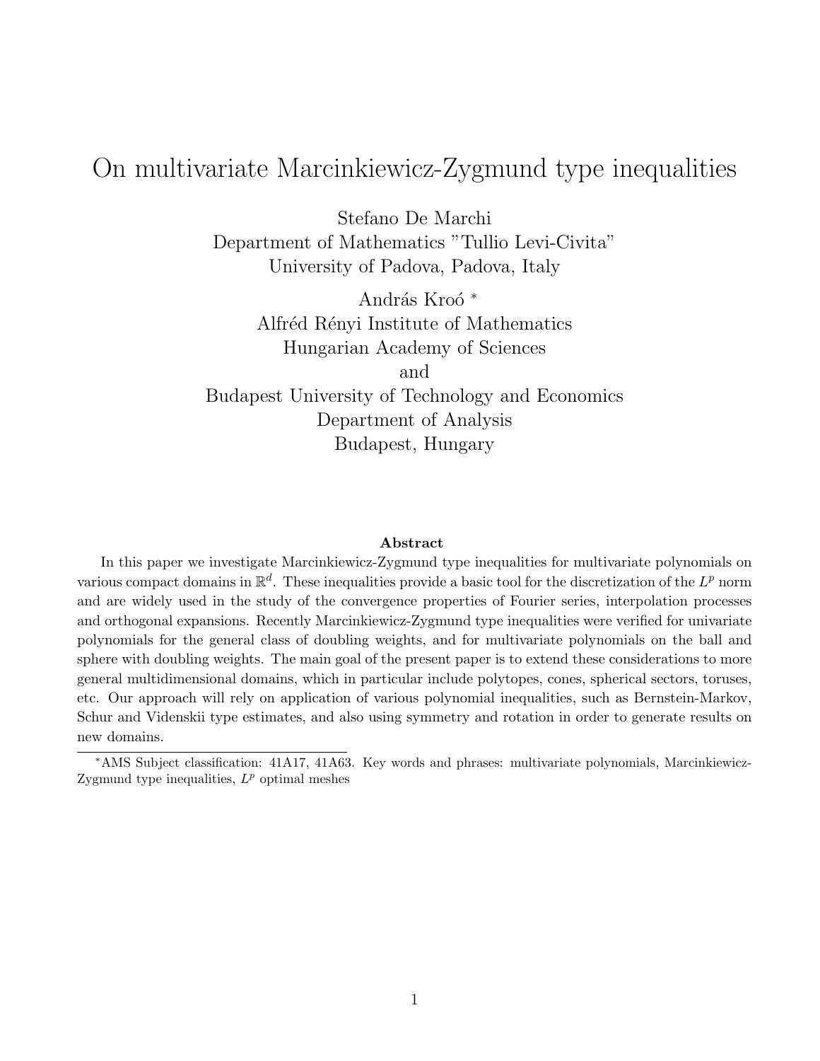# On multivariate Marcinkiewicz-Zygmund type inequalities

Stefano De Marchi
Department of Mathematics "Tullio Levi-Civita"
University of Padova, Padova, Italy

András Kroó [*]
Alfréd Rényi Institute of Mathematics
Hungarian Academy of Sciences
and
Budapest University of Technology and Economics
Department of Analysis
Budapest, Hungary

**Abstract**

In this paper we investigate Marcinkiewicz-Zygmund type inequalities for multivariate polynomials on various compact domains in $\mathbb{R}^d$. These inequalities provide a basic tool for the discretization of the $L^p$ norm and are widely used in the study of the convergence properties of Fourier series, interpolation processes and orthogonal expansions. Recently Marcinkiewicz-Zygmund type inequalities were verified for univariate polynomials for the general class of doubling weights, and for multivariate polynomials on the ball and sphere with doubling weights. The main goal of the present paper is to extend these considerations to more general multidimensional domains, which in particular include polytopes, cones, spherical sectors, toruses, etc. Our approach will rely on application of various polynomial inequalities, such as Bernstein-Markov, Schur and Videnskii type estimates, and also using symmetry and rotation in order to generate results on new domains.

---

[*] AMS Subject classification: 41A17, 41A63. Key words and phrases: multivariate polynomials, Marcinkiewicz-Zygmund type inequalities, $L^p$ optimal meshes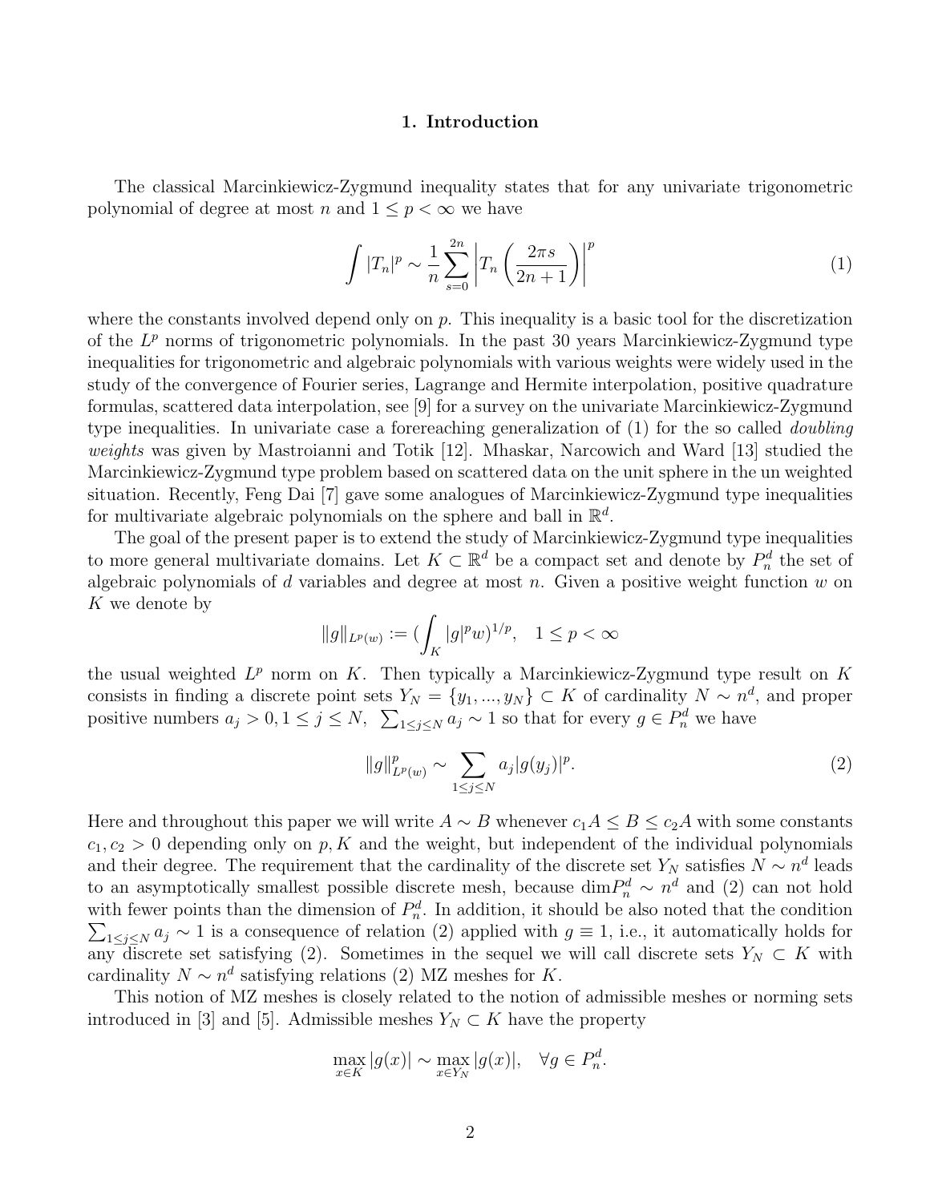## 1. Introduction

The classical Marcinkiewicz-Zygmund inequality states that for any univariate trigonometric polynomial of degree at most $n$ and $1 \leq p < \infty$ we have

$$\int |T_n|^p \sim \frac{1}{n} \sum_{s=0}^{2n} \left| T_n \left( \frac{2\pi s}{2n+1} \right) \right|^p \tag{1}$$

where the constants involved depend only on $p$. This inequality is a basic tool for the discretization of the $L^p$ norms of trigonometric polynomials. In the past 30 years Marcinkiewicz-Zygmund type inequalities for trigonometric and algebraic polynomials with various weights were widely used in the study of the convergence of Fourier series, Lagrange and Hermite interpolation, positive quadrature formulas, scattered data interpolation, see [9] for a survey on the univariate Marcinkiewicz-Zygmund type inequalities. In univariate case a forereaching generalization of (1) for the so called *doubling weights* was given by Mastroianni and Totik [12]. Mhaskar, Narcowich and Ward [13] studied the Marcinkiewicz-Zygmund type problem based on scattered data on the unit sphere in the un weighted situation. Recently, Feng Dai [7] gave some analogues of Marcinkiewicz-Zygmund type inequalities for multivariate algebraic polynomials on the sphere and ball in $\mathbb{R}^d$.

The goal of the present paper is to extend the study of Marcinkiewicz-Zygmund type inequalities to more general multivariate domains. Let $K \subset \mathbb{R}^d$ be a compact set and denote by $P_n^d$ the set of algebraic polynomials of $d$ variables and degree at most $n$. Given a positive weight function $w$ on $K$ we denote by

$$\|g\|_{L^p(w)} := (\int_K |g|^p w)^{1/p}, \quad 1 \leq p < \infty$$

the usual weighted $L^p$ norm on $K$. Then typically a Marcinkiewicz-Zygmund type result on $K$ consists in finding a discrete point sets $Y_N = \{y_1, ..., y_N\} \subset K$ of cardinality $N \sim n^d$, and proper positive numbers $a_j > 0, 1 \leq j \leq N$, $\sum_{1 \leq j \leq N} a_j \sim 1$ so that for every $g \in P_n^d$ we have

$$\|g\|_{L^p(w)}^p \sim \sum_{1 \leq j \leq N} a_j |g(y_j)|^p. \tag{2}$$

Here and throughout this paper we will write $A \sim B$ whenever $c_1 A \leq B \leq c_2 A$ with some constants $c_1, c_2 > 0$ depending only on $p, K$ and the weight, but independent of the individual polynomials and their degree. The requirement that the cardinality of the discrete set $Y_N$ satisfies $N \sim n^d$ leads to an asymptotically smallest possible discrete mesh, because $\dim P_n^d \sim n^d$ and (2) can not hold with fewer points than the dimension of $P_n^d$. In addition, it should be also noted that the condition $\sum_{1 \leq j \leq N} a_j \sim 1$ is a consequence of relation (2) applied with $g \equiv 1$, i.e., it automatically holds for any discrete set satisfying (2). Sometimes in the sequel we will call discrete sets $Y_N \subset K$ with cardinality $N \sim n^d$ satisfying relations (2) MZ meshes for $K$.

This notion of MZ meshes is closely related to the notion of admissible meshes or norming sets introduced in [3] and [5]. Admissible meshes $Y_N \subset K$ have the property

$$\max_{x \in K} |g(x)| \sim \max_{x \in Y_N} |g(x)|, \quad \forall g \in P_n^d.$$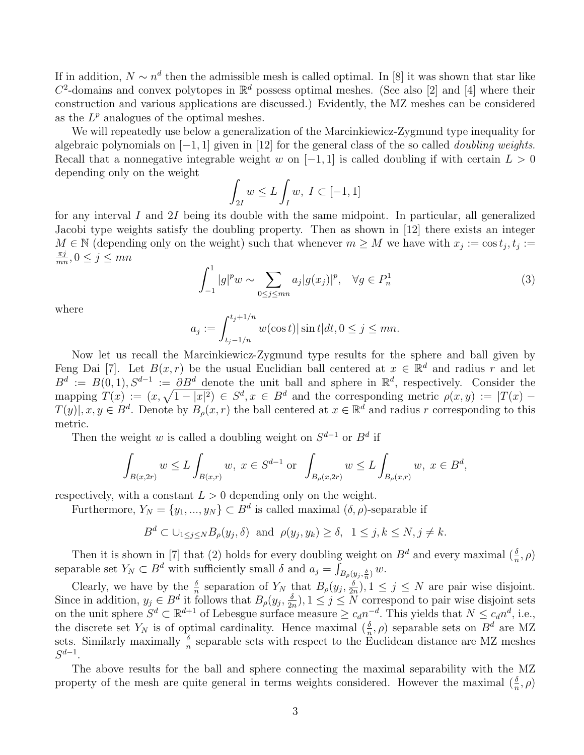If in addition, $N \sim n^d$ then the admissible mesh is called optimal. In [8] it was shown that star like $C^2$-domains and convex polytopes in $\mathbb{R}^d$ possess optimal meshes. (See also [2] and [4] where their construction and various applications are discussed.) Evidently, the MZ meshes can be considered as the $L^p$ analogues of the optimal meshes.

We will repeatedly use below a generalization of the Marcinkiewicz-Zygmund type inequality for algebraic polynomials on $[-1,1]$ given in [12] for the general class of the so called *doubling weights*. Recall that a nonnegative integrable weight $w$ on $[-1,1]$ is called doubling if with certain $L>0$ depending only on the weight

$$\int_{2I} w \le L \int_I w, \ I \subset [-1,1]$$

for any interval $I$ and $2I$ being its double with the same midpoint. In particular, all generalized Jacobi type weights satisfy the doubling property. Then as shown in [12] there exists an integer $M \in \mathbb{N}$ (depending only on the weight) such that whenever $m \ge M$ we have with $x_j := \cos t_j, t_j := \frac{\pi j}{mn}, 0 \le j \le mn$

$$\int_{-1}^{1} |g|^p w \sim \sum_{0 \le j \le mn} a_j |g(x_j)|^p, \quad \forall g \in P_n^1 \tag{3}$$

where

$$a_j := \int_{t_j - 1/n}^{t_j + 1/n} w(\cos t) |\sin t| dt, 0 \le j \le mn.$$

Now let us recall the Marcinkiewicz-Zygmund type results for the sphere and ball given by Feng Dai [7]. Let $B(x,r)$ be the usual Euclidian ball centered at $x \in \mathbb{R}^d$ and radius $r$ and let $B^d := B(0,1), S^{d-1} := \partial B^d$ denote the unit ball and sphere in $\mathbb{R}^d$, respectively. Consider the mapping $T(x) := (x, \sqrt{1-|x|^2}) \in S^d, x \in B^d$ and the corresponding metric $\rho(x,y) := |T(x) - T(y)|, x, y \in B^d$. Denote by $B_\rho(x,r)$ the ball centered at $x \in \mathbb{R}^d$ and radius $r$ corresponding to this metric.

Then the weight $w$ is called a doubling weight on $S^{d-1}$ or $B^d$ if

$$\int_{B(x,2r)} w \le L \int_{B(x,r)} w, \ x \in S^{d-1} \text{ or } \int_{B_\rho(x,2r)} w \le L \int_{B_\rho(x,r)} w, \ x \in B^d,$$

respectively, with a constant $L>0$ depending only on the weight.

Furthermore, $Y_N = \{y_1, ..., y_N\} \subset B^d$ is called maximal $(\delta, \rho)$-separable if

$$B^d \subset \cup_{1 \le j \le N} B_\rho(y_j, \delta) \ \text{ and } \ \rho(y_j, y_k) \ge \delta, \ \ 1 \le j, k \le N, j \ne k.$$

Then it is shown in [7] that (2) holds for every doubling weight on $B^d$ and every maximal $(\frac{\delta}{n}, \rho)$ separable set $Y_N \subset B^d$ with sufficiently small $\delta$ and $a_j = \int_{B_\rho(y_j, \frac{\delta}{n})} w$.

Clearly, we have by the $\frac{\delta}{n}$ separation of $Y_N$ that $B_\rho(y_j, \frac{\delta}{2n}), 1 \le j \le N$ are pair wise disjoint. Since in addition, $y_j \in B^d$ it follows that $B_\rho(y_j, \frac{\delta}{2n}), 1 \le j \le N$ correspond to pair wise disjoint sets on the unit sphere $S^d \subset \mathbb{R}^{d+1}$ of Lebesgue surface measure $\ge c_d n^{-d}$. This yields that $N \le c_d n^d$, i.e., the discrete set $Y_N$ is of optimal cardinality. Hence maximal $(\frac{\delta}{n}, \rho)$ separable sets on $B^d$ are MZ sets. Similarly maximally $\frac{\delta}{n}$ separable sets with respect to the Euclidean distance are MZ meshes $S^{d-1}$.

The above results for the ball and sphere connecting the maximal separability with the MZ property of the mesh are quite general in terms weights considered. However the maximal $(\frac{\delta}{n}, \rho)$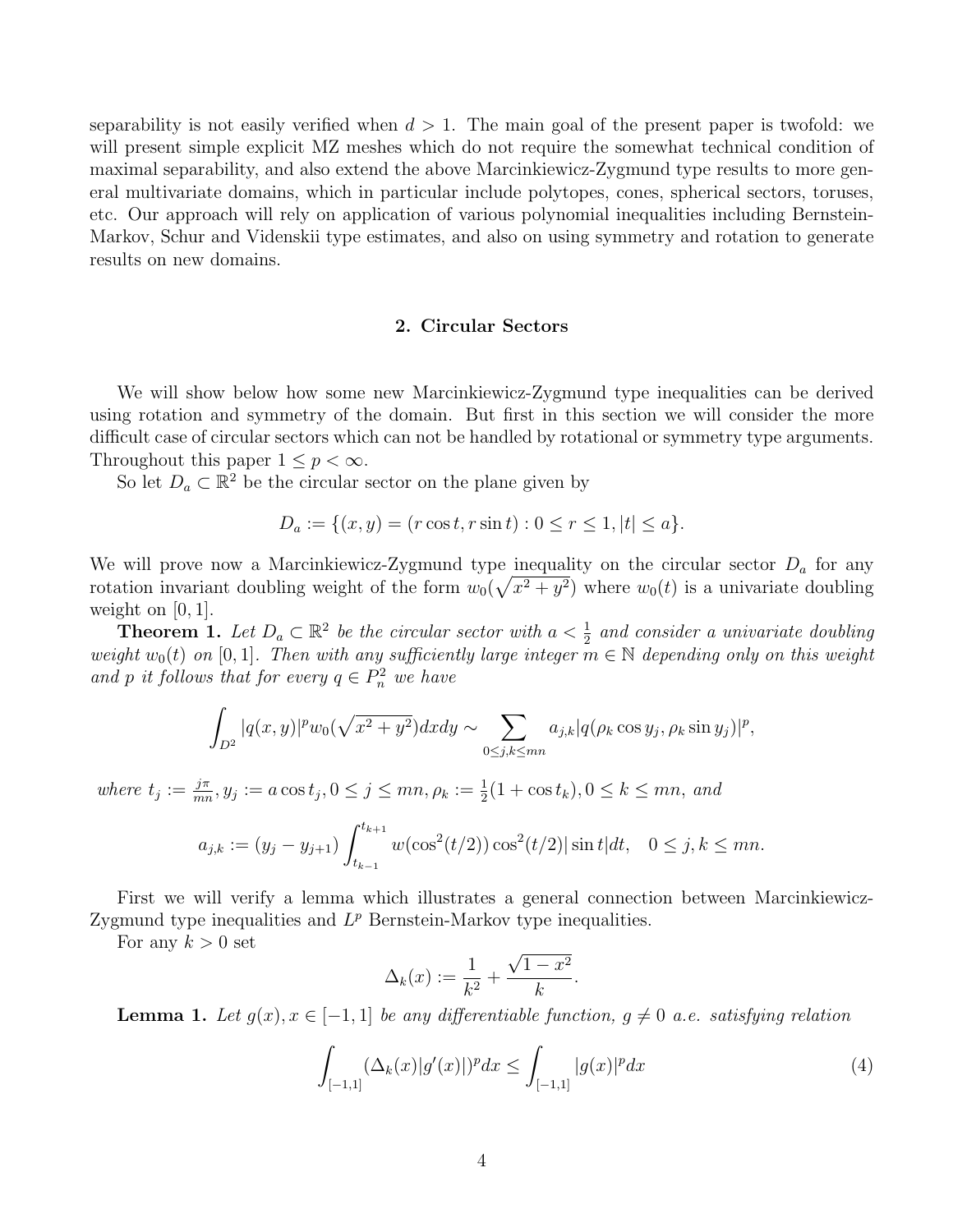separability is not easily verified when $d > 1$. The main goal of the present paper is twofold: we will present simple explicit MZ meshes which do not require the somewhat technical condition of maximal separability, and also extend the above Marcinkiewicz-Zygmund type results to more general multivariate domains, which in particular include polytopes, cones, spherical sectors, toruses, etc. Our approach will rely on application of various polynomial inequalities including Bernstein-Markov, Schur and Videnskii type estimates, and also on using symmetry and rotation to generate results on new domains.

## 2. Circular Sectors

We will show below how some new Marcinkiewicz-Zygmund type inequalities can be derived using rotation and symmetry of the domain. But first in this section we will consider the more difficult case of circular sectors which can not be handled by rotational or symmetry type arguments. Throughout this paper $1 \le p < \infty$.

So let $D_a \subset \mathbb{R}^2$ be the circular sector on the plane given by

$$D_a := \{(x, y) = (r \cos t, r \sin t) : 0 \le r \le 1, |t| \le a\}.$$

We will prove now a Marcinkiewicz-Zygmund type inequality on the circular sector $D_a$ for any rotation invariant doubling weight of the form $w_0(\sqrt{x^2 + y^2})$ where $w_0(t)$ is a univariate doubling weight on $[0, 1]$.

**Theorem 1.** *Let $D_a \subset \mathbb{R}^2$ be the circular sector with $a < \frac{1}{2}$ and consider a univariate doubling weight $w_0(t)$ on $[0, 1]$. Then with any sufficiently large integer $m \in \mathbb{N}$ depending only on this weight and $p$ it follows that for every $q \in P_n^2$ we have*

$$\int_{D^2} |q(x, y)|^p w_0(\sqrt{x^2 + y^2}) dx dy \sim \sum_{0 \le j,k \le mn} a_{j,k} |q(\rho_k \cos y_j, \rho_k \sin y_j)|^p,$$

*where $t_j := \frac{j\pi}{mn}, y_j := a \cos t_j, 0 \le j \le mn, \rho_k := \frac{1}{2}(1 + \cos t_k), 0 \le k \le mn$, and*

$$a_{j,k} := (y_j - y_{j+1}) \int_{t_{k-1}}^{t_{k+1}} w(\cos^2(t/2)) \cos^2(t/2) |\sin t| dt, \quad 0 \le j, k \le mn.$$

First we will verify a lemma which illustrates a general connection between Marcinkiewicz-Zygmund type inequalities and $L^p$ Bernstein-Markov type inequalities.

For any $k > 0$ set

$$\Delta_k(x) := \frac{1}{k^2} + \frac{\sqrt{1 - x^2}}{k}.$$

**Lemma 1.** *Let $g(x), x \in [-1, 1]$ be any differentiable function, $g \ne 0$ a.e. satisfying relation*

$$\int_{[-1,1]} (\Delta_k(x)|g'(x)|)^p dx \le \int_{[-1,1]} |g(x)|^p dx \tag{4}$$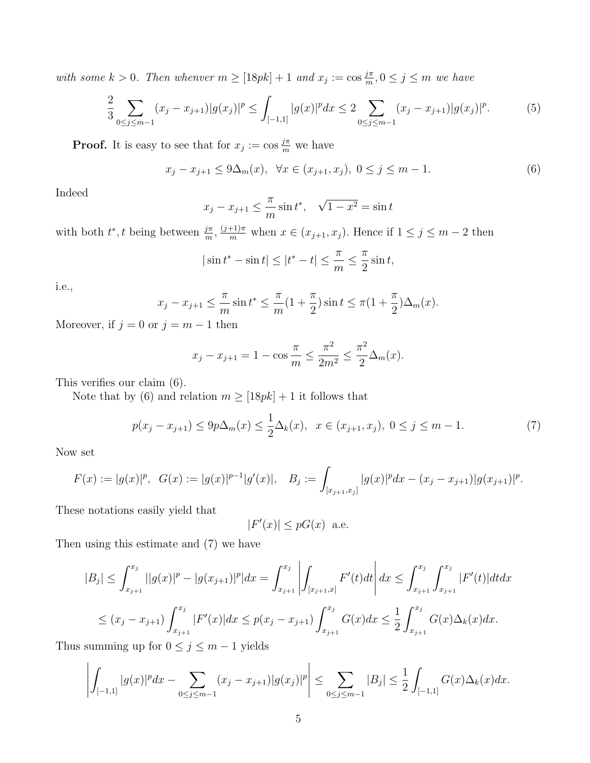*with some $k > 0$. Then whenever $m \geq [18pk] + 1$ and $x_j := \cos \frac{j\pi}{m}, 0 \leq j \leq m$ we have*

$$\frac{2}{3} \sum_{0 \leq j \leq m-1} (x_j - x_{j+1}) |g(x_j)|^p \leq \int_{[-1,1]} |g(x)|^p dx \leq 2 \sum_{0 \leq j \leq m-1} (x_j - x_{j+1}) |g(x_j)|^p. \tag{5}$$

**Proof.** It is easy to see that for $x_j := \cos \frac{j\pi}{m}$ we have

$$x_j - x_{j+1} \leq 9\Delta_m(x), \ \ \forall x \in (x_{j+1}, x_j), \ 0 \leq j \leq m-1. \tag{6}$$

Indeed

$$x_j - x_{j+1} \leq \frac{\pi}{m} \sin t^*, \quad \sqrt{1-x^2} = \sin t$$

with both $t^*, t$ being between $\frac{j\pi}{m}, \frac{(j+1)\pi}{m}$ when $x \in (x_{j+1}, x_j)$. Hence if $1 \leq j \leq m-2$ then

$$|\sin t^* - \sin t| \leq |t^* - t| \leq \frac{\pi}{m} \leq \frac{\pi}{2} \sin t,$$

i.e.,

$$x_j - x_{j+1} \leq \frac{\pi}{m} \sin t^* \leq \frac{\pi}{m}(1 + \frac{\pi}{2}) \sin t \leq \pi(1 + \frac{\pi}{2})\Delta_m(x).$$

Moreover, if $j = 0$ or $j = m-1$ then

$$x_j - x_{j+1} = 1 - \cos \frac{\pi}{m} \leq \frac{\pi^2}{2m^2} \leq \frac{\pi^2}{2} \Delta_m(x).$$

This verifies our claim (6).

Note that by (6) and relation $m \geq [18pk] + 1$ it follows that

$$p(x_j - x_{j+1}) \leq 9p\Delta_m(x) \leq \frac{1}{2}\Delta_k(x), \ \ x \in (x_{j+1}, x_j), \ 0 \leq j \leq m-1. \tag{7}$$

Now set

$$F(x) := |g(x)|^p, \ \ G(x) := |g(x)|^{p-1}|g'(x)|, \ \ B_j := \int_{[x_{j+1}, x_j]} |g(x)|^p dx - (x_j - x_{j+1})|g(x_{j+1})|^p.$$

These notations easily yield that

$$|F'(x)| \leq pG(x) \ \text{ a.e.}$$

Then using this estimate and (7) we have

$$|B_j| \leq \int_{x_{j+1}}^{x_j} ||g(x)|^p - |g(x_{j+1})|^p| dx = \int_{x_{j+1}}^{x_j} \left| \int_{[x_{j+1}, x]} F'(t) dt \right| dx \leq \int_{x_{j+1}}^{x_j} \int_{x_{j+1}}^{x_j} |F'(t)| dt dx$$

$$\leq (x_j - x_{j+1}) \int_{x_{j+1}}^{x_j} |F'(x)| dx \leq p(x_j - x_{j+1}) \int_{x_{j+1}}^{x_j} G(x) dx \leq \frac{1}{2} \int_{x_{j+1}}^{x_j} G(x)\Delta_k(x) dx.$$

Thus summing up for $0 \leq j \leq m-1$ yields

$$\left| \int_{[-1,1]} |g(x)|^p dx - \sum_{0 \leq j \leq m-1} (x_j - x_{j+1}) |g(x_j)|^p \right| \leq \sum_{0 \leq j \leq m-1} |B_j| \leq \frac{1}{2} \int_{[-1,1]} G(x)\Delta_k(x) dx.$$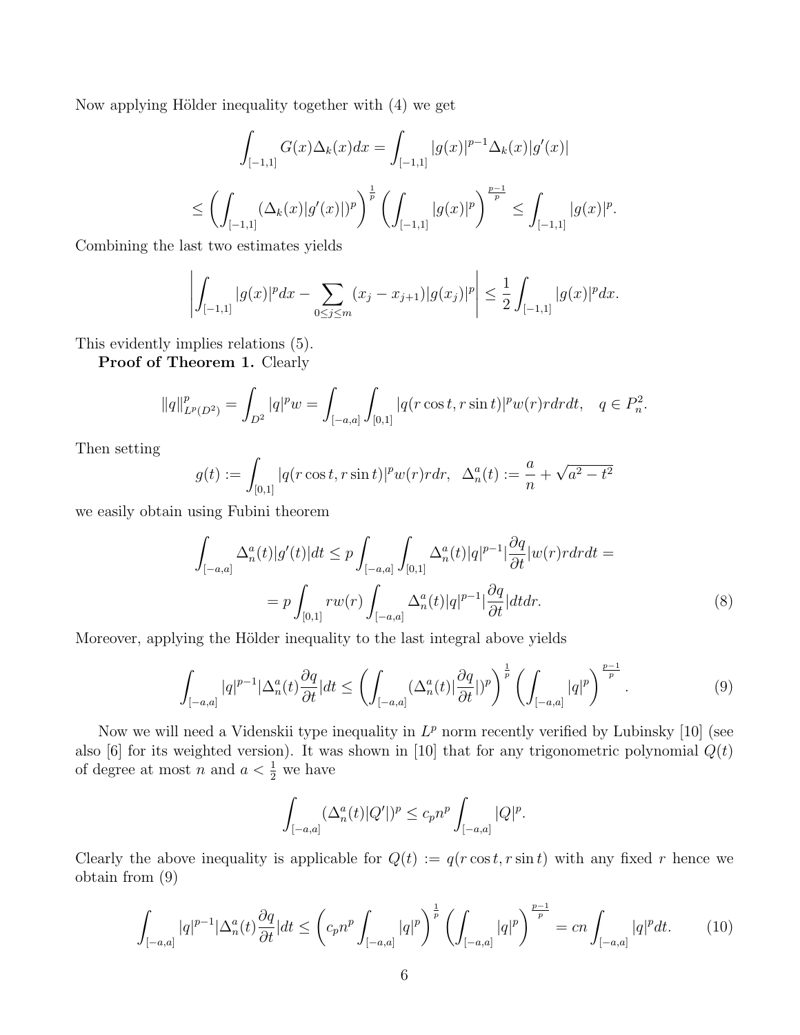Now applying Hölder inequality together with (4) we get

$$\int_{[-1,1]} G(x)\Delta_k(x)dx = \int_{[-1,1]} |g(x)|^{p-1}\Delta_k(x)|g'(x)|$$

$$\leq \left(\int_{[-1,1]} (\Delta_k(x)|g'(x)|)^p\right)^{\frac{1}{p}} \left(\int_{[-1,1]} |g(x)|^p\right)^{\frac{p-1}{p}} \leq \int_{[-1,1]} |g(x)|^p.$$

Combining the last two estimates yields

$$\left|\int_{[-1,1]} |g(x)|^p dx - \sum_{0\leq j\leq m} (x_j - x_{j+1})|g(x_j)|^p\right| \leq \frac{1}{2}\int_{[-1,1]} |g(x)|^p dx.$$

This evidently implies relations (5).

**Proof of Theorem 1.** Clearly

$$\|q\|^p_{L^p(D^2)} = \int_{D^2} |q|^p w = \int_{[-a,a]}\int_{[0,1]} |q(r\cos t, r\sin t)|^p w(r) r dr dt, \quad q \in P^2_n.$$

Then setting

$$g(t) := \int_{[0,1]} |q(r\cos t, r\sin t)|^p w(r) r dr, \quad \Delta^a_n(t) := \frac{a}{n} + \sqrt{a^2 - t^2}$$

we easily obtain using Fubini theorem

$$\int_{[-a,a]} \Delta^a_n(t)|g'(t)|dt \leq p\int_{[-a,a]}\int_{[0,1]} \Delta^a_n(t)|q|^{p-1}\left|\frac{\partial q}{\partial t}\right| w(r) r dr dt =$$

$$= p\int_{[0,1]} r w(r)\int_{[-a,a]} \Delta^a_n(t)|q|^{p-1}\left|\frac{\partial q}{\partial t}\right| dt dr. \tag{8}$$

Moreover, applying the Hölder inequality to the last integral above yields

$$\int_{[-a,a]} |q|^{p-1}\left|\Delta^a_n(t)\frac{\partial q}{\partial t}\right| dt \leq \left(\int_{[-a,a]} \left(\Delta^a_n(t)\left|\frac{\partial q}{\partial t}\right|\right)^p\right)^{\frac{1}{p}} \left(\int_{[-a,a]} |q|^p\right)^{\frac{p-1}{p}}. \tag{9}$$

Now we will need a Videnskii type inequality in $L^p$ norm recently verified by Lubinsky [10] (see also [6] for its weighted version). It was shown in [10] that for any trigonometric polynomial $Q(t)$ of degree at most $n$ and $a < \frac{1}{2}$ we have

$$\int_{[-a,a]} (\Delta^a_n(t)|Q'|)^p \leq c_p n^p \int_{[-a,a]} |Q|^p.$$

Clearly the above inequality is applicable for $Q(t) := q(r\cos t, r\sin t)$ with any fixed $r$ hence we obtain from (9)

$$\int_{[-a,a]} |q|^{p-1}\left|\Delta^a_n(t)\frac{\partial q}{\partial t}\right| dt \leq \left(c_p n^p \int_{[-a,a]} |q|^p\right)^{\frac{1}{p}} \left(\int_{[-a,a]} |q|^p\right)^{\frac{p-1}{p}} = cn\int_{[-a,a]} |q|^p dt. \tag{10}$$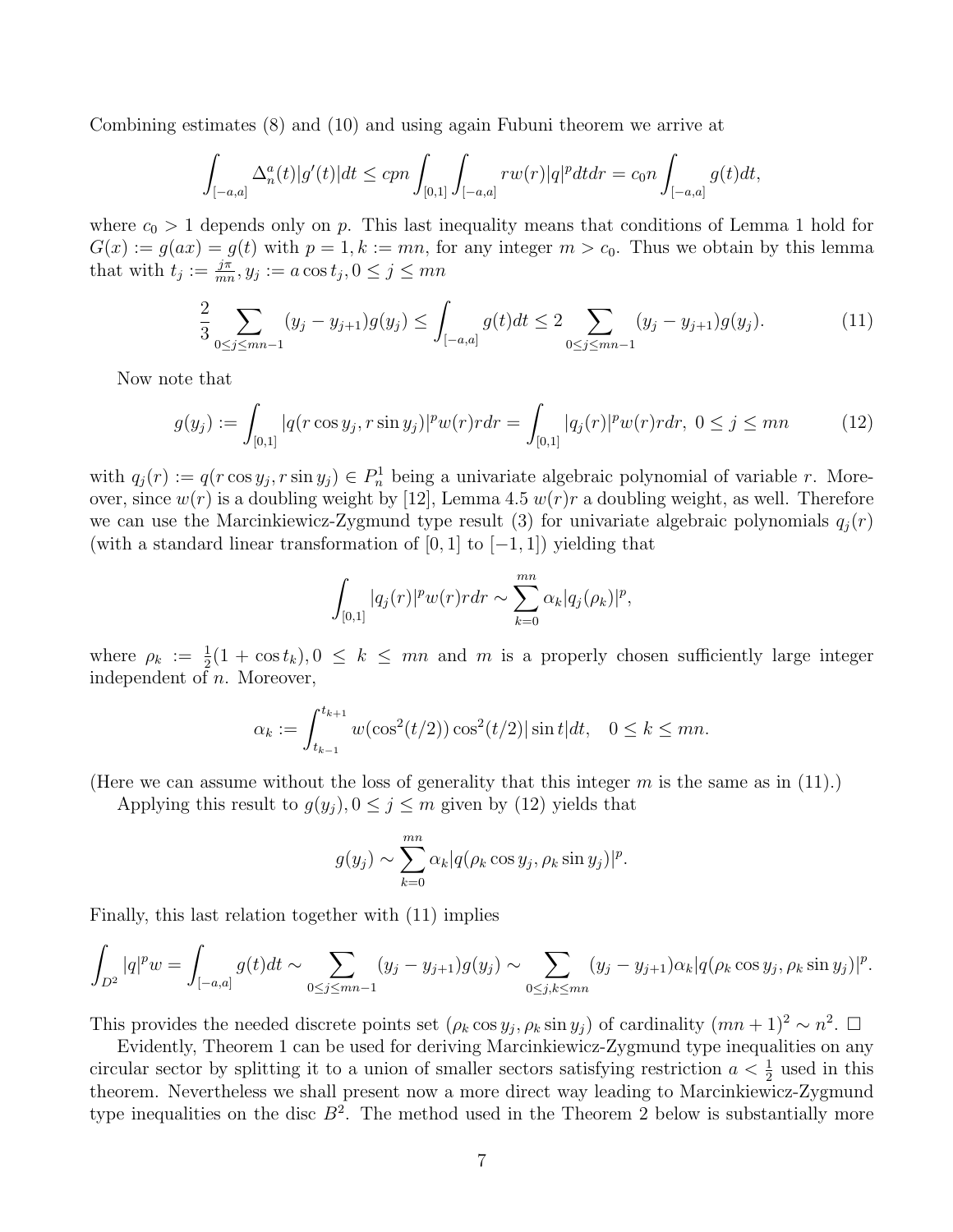Combining estimates (8) and (10) and using again Fubuni theorem we arrive at

$$\int_{[-a,a]} \Delta_n^a(t)|g'(t)|dt \le cpn \int_{[0,1]} \int_{[-a,a]} rw(r)|q|^p dt dr = c_0 n \int_{[-a,a]} g(t)dt,$$

where $c_0 > 1$ depends only on $p$. This last inequality means that conditions of Lemma 1 hold for $G(x) := g(ax) = g(t)$ with $p = 1, k := mn$, for any integer $m > c_0$. Thus we obtain by this lemma that with $t_j := \frac{j\pi}{mn}, y_j := a \cos t_j, 0 \le j \le mn$

$$\frac{2}{3} \sum_{0 \le j \le mn-1} (y_j - y_{j+1})g(y_j) \le \int_{[-a,a]} g(t)dt \le 2 \sum_{0 \le j \le mn-1} (y_j - y_{j+1})g(y_j). \tag{11}$$

Now note that

$$g(y_j) := \int_{[0,1]} |q(r \cos y_j, r \sin y_j)|^p w(r) r dr = \int_{[0,1]} |q_j(r)|^p w(r) r dr, \ 0 \le j \le mn \tag{12}$$

with $q_j(r) := q(r \cos y_j, r \sin y_j) \in P_n^1$ being a univariate algebraic polynomial of variable $r$. Moreover, since $w(r)$ is a doubling weight by [12], Lemma 4.5 $w(r)r$ a doubling weight, as well. Therefore we can use the Marcinkiewicz-Zygmund type result (3) for univariate algebraic polynomials $q_j(r)$ (with a standard linear transformation of $[0,1]$ to $[-1,1]$) yielding that

$$\int_{[0,1]} |q_j(r)|^p w(r) r dr \sim \sum_{k=0}^{mn} \alpha_k |q_j(\rho_k)|^p,$$

where $\rho_k := \frac{1}{2}(1 + \cos t_k), 0 \le k \le mn$ and $m$ is a properly chosen sufficiently large integer independent of $n$. Moreover,

$$\alpha_k := \int_{t_{k-1}}^{t_{k+1}} w(\cos^2(t/2)) \cos^2(t/2) |\sin t| dt, \quad 0 \le k \le mn.$$

(Here we can assume without the loss of generality that this integer $m$ is the same as in (11).)

Applying this result to $g(y_j), 0 \le j \le m$ given by (12) yields that

$$g(y_j) \sim \sum_{k=0}^{mn} \alpha_k |q(\rho_k \cos y_j, \rho_k \sin y_j)|^p.$$

Finally, this last relation together with (11) implies

$$\int_{D^2} |q|^p w = \int_{[-a,a]} g(t)dt \sim \sum_{0 \le j \le mn-1} (y_j - y_{j+1}) g(y_j) \sim \sum_{0 \le j,k \le mn} (y_j - y_{j+1}) \alpha_k |q(\rho_k \cos y_j, \rho_k \sin y_j)|^p.$$

This provides the needed discrete points set $(\rho_k \cos y_j, \rho_k \sin y_j)$ of cardinality $(mn+1)^2 \sim n^2$. $\square$

Evidently, Theorem 1 can be used for deriving Marcinkiewicz-Zygmund type inequalities on any circular sector by splitting it to a union of smaller sectors satisfying restriction $a < \frac{1}{2}$ used in this theorem. Nevertheless we shall present now a more direct way leading to Marcinkiewicz-Zygmund type inequalities on the disc $B^2$. The method used in the Theorem 2 below is substantially more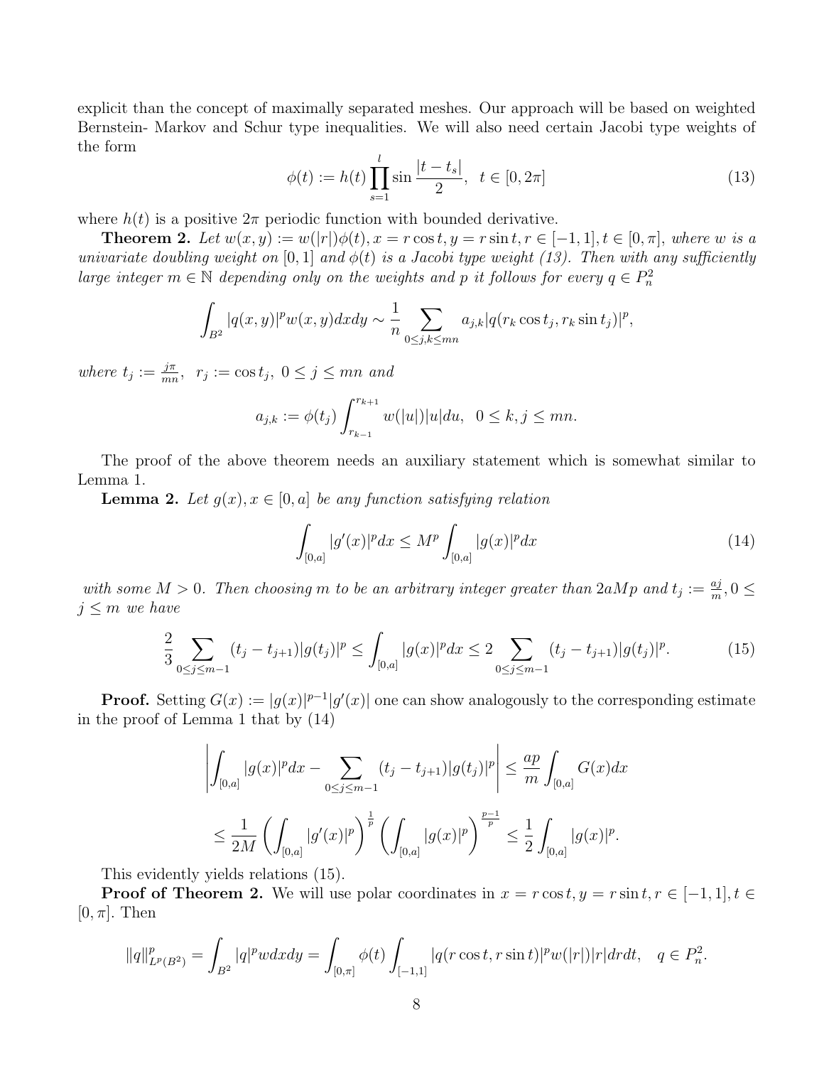explicit than the concept of maximally separated meshes. Our approach will be based on weighted Bernstein- Markov and Schur type inequalities. We will also need certain Jacobi type weights of the form

$$\phi(t) := h(t) \prod_{s=1}^{l} \sin \frac{|t - t_s|}{2}, \quad t \in [0, 2\pi] \tag{13}$$

where $h(t)$ is a positive $2\pi$ periodic function with bounded derivative.

**Theorem 2.** *Let $w(x, y) := w(|r|)\phi(t), x = r\cos t, y = r \sin t, r \in [-1, 1], t \in [0, \pi]$, where $w$ is a univariate doubling weight on $[0, 1]$ and $\phi(t)$ is a Jacobi type weight (13). Then with any sufficiently large integer $m \in \mathbb{N}$ depending only on the weights and $p$ it follows for every $q \in P_n^2$*

$$\int_{B^2} |q(x, y)|^p w(x, y)dxdy \sim \frac{1}{n} \sum_{0\le j,k\le mn} a_{j,k} |q(r_k \cos t_j, r_k \sin t_j)|^p,$$

*where $t_j := \frac{j\pi}{mn}$, $r_j := \cos t_j$, $0 \le j \le mn$ and*

$$a_{j,k} := \phi(t_j) \int_{r_{k-1}}^{r_{k+1}} w(|u|)|u|du, \quad 0 \le k, j \le mn.$$

The proof of the above theorem needs an auxiliary statement which is somewhat similar to Lemma 1.

**Lemma 2.** *Let $g(x), x \in [0, a]$ be any function satisfying relation*

$$\int_{[0,a]} |g'(x)|^p dx \le M^p \int_{[0,a]} |g(x)|^p dx \tag{14}$$

*with some $M > 0$. Then choosing $m$ to be an arbitrary integer greater than $2aMp$ and $t_j := \frac{aj}{m}, 0 \le j \le m$ we have*

$$\frac{2}{3} \sum_{0\le j\le m-1} (t_j - t_{j+1})|g(t_j)|^p \le \int_{[0,a]} |g(x)|^p dx \le 2 \sum_{0\le j\le m-1} (t_j - t_{j+1})|g(t_j)|^p. \tag{15}$$

**Proof.** Setting $G(x) := |g(x)|^{p-1}|g'(x)|$ one can show analogously to the corresponding estimate in the proof of Lemma 1 that by (14)

$$\left| \int_{[0,a]} |g(x)|^p dx - \sum_{0\le j\le m-1} (t_j - t_{j+1})|g(t_j)|^p \right| \le \frac{ap}{m} \int_{[0,a]} G(x)dx$$

$$\le \frac{1}{2M} \left( \int_{[0,a]} |g'(x)|^p \right)^{\frac{1}{p}} \left( \int_{[0,a]} |g(x)|^p \right)^{\frac{p-1}{p}} \le \frac{1}{2} \int_{[0,a]} |g(x)|^p.$$

This evidently yields relations (15).

**Proof of Theorem 2.** We will use polar coordinates in $x = r\cos t, y = r \sin t, r \in [-1, 1], t \in [0, \pi]$. Then

$$\|q\|^p_{L^p(B^2)} = \int_{B^2} |q|^p w dxdy = \int_{[0,\pi]} \phi(t) \int_{[-1,1]} |q(r \cos t, r \sin t)|^p w(|r|)|r|drdt, \quad q \in P_n^2.$$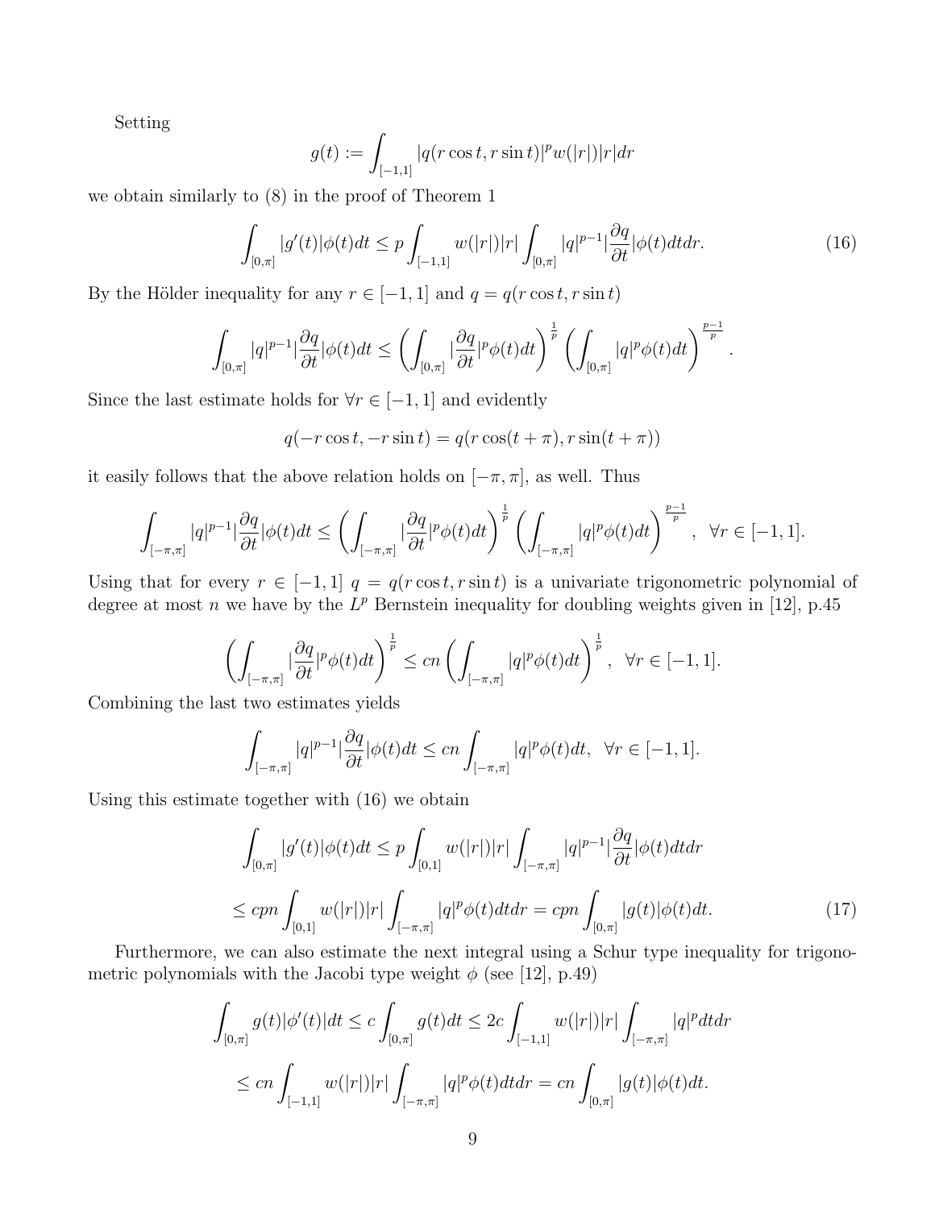Setting

$$g(t) := \int_{[-1,1]} |q(r\cos t, r\sin t)|^p w(|r|)|r|dr$$

we obtain similarly to (8) in the proof of Theorem 1

$$\int_{[0,\pi]} |g'(t)|\phi(t)dt \le p\int_{[-1,1]} w(|r|)|r| \int_{[0,\pi]} |q|^{p-1}|\frac{\partial q}{\partial t}|\phi(t)dtdr. \tag{16}$$

By the Hölder inequality for any $r \in [-1,1]$ and $q = q(r\cos t, r\sin t)$

$$\int_{[0,\pi]} |q|^{p-1}|\frac{\partial q}{\partial t}|\phi(t)dt \le \left(\int_{[0,\pi]} |\frac{\partial q}{\partial t}|^p \phi(t)dt\right)^{\frac{1}{p}} \left(\int_{[0,\pi]} |q|^p \phi(t)dt\right)^{\frac{p-1}{p}}.$$

Since the last estimate holds for $\forall r \in [-1,1]$ and evidently

$$q(-r\cos t, -r\sin t) = q(r\cos(t+\pi), r\sin(t+\pi))$$

it easily follows that the above relation holds on $[-\pi,\pi]$, as well. Thus

$$\int_{[-\pi,\pi]} |q|^{p-1}|\frac{\partial q}{\partial t}|\phi(t)dt \le \left(\int_{[-\pi,\pi]} |\frac{\partial q}{\partial t}|^p \phi(t)dt\right)^{\frac{1}{p}} \left(\int_{[-\pi,\pi]} |q|^p \phi(t)dt\right)^{\frac{p-1}{p}}, \quad \forall r \in [-1,1].$$

Using that for every $r \in [-1,1]$ $q = q(r\cos t, r\sin t)$ is a univariate trigonometric polynomial of degree at most $n$ we have by the $L^p$ Bernstein inequality for doubling weights given in [12], p.45

$$\left(\int_{[-\pi,\pi]} |\frac{\partial q}{\partial t}|^p \phi(t)dt\right)^{\frac{1}{p}} \le cn\left(\int_{[-\pi,\pi]} |q|^p \phi(t)dt\right)^{\frac{1}{p}}, \quad \forall r \in [-1,1].$$

Combining the last two estimates yields

$$\int_{[-\pi,\pi]} |q|^{p-1}|\frac{\partial q}{\partial t}|\phi(t)dt \le cn\int_{[-\pi,\pi]} |q|^p \phi(t)dt, \quad \forall r \in [-1,1].$$

Using this estimate together with (16) we obtain

$$\int_{[0,\pi]} |g'(t)|\phi(t)dt \le p\int_{[0,1]} w(|r|)|r| \int_{[-\pi,\pi]} |q|^{p-1}|\frac{\partial q}{\partial t}|\phi(t)dtdr$$

$$\le cpn\int_{[0,1]} w(|r|)|r| \int_{[-\pi,\pi]} |q|^p \phi(t)dtdr = cpn\int_{[0,\pi]} |g(t)|\phi(t)dt. \tag{17}$$

Furthermore, we can also estimate the next integral using a Schur type inequality for trigonometric polynomials with the Jacobi type weight $\phi$ (see [12], p.49)

$$\int_{[0,\pi]} g(t)|\phi'(t)|dt \le c\int_{[0,\pi]} g(t)dt \le 2c\int_{[-1,1]} w(|r|)|r| \int_{[-\pi,\pi]} |q|^p dtdr$$

$$\le cn\int_{[-1,1]} w(|r|)|r| \int_{[-\pi,\pi]} |q|^p \phi(t)dtdr = cn\int_{[0,\pi]} |g(t)|\phi(t)dt.$$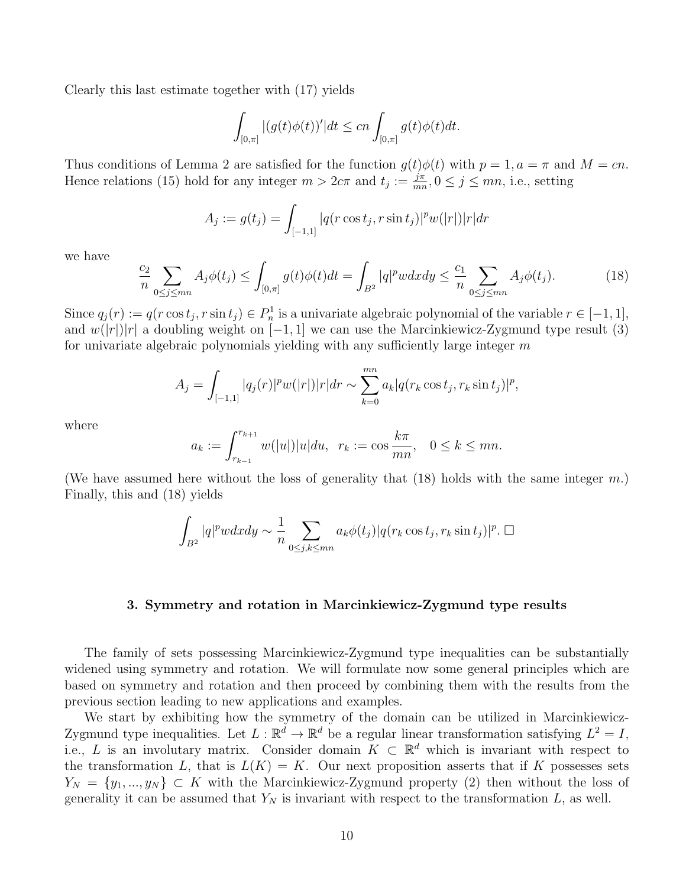Clearly this last estimate together with (17) yields

$$\int_{[0,\pi]} |(g(t)\phi(t))'|dt \leq cn \int_{[0,\pi]} g(t)\phi(t)dt.$$

Thus conditions of Lemma 2 are satisfied for the function $g(t)\phi(t)$ with $p = 1, a = \pi$ and $M = cn$. Hence relations (15) hold for any integer $m > 2c\pi$ and $t_j := \frac{j\pi}{mn}, 0 \leq j \leq mn$, i.e., setting

$$A_j := g(t_j) = \int_{[-1,1]} |q(r\cos t_j, r\sin t_j)|^p w(|r|)|r|dr$$

we have

$$\frac{c_2}{n} \sum_{0\leq j\leq mn} A_j\phi(t_j) \leq \int_{[0,\pi]} g(t)\phi(t)dt = \int_{B^2} |q|^p w dxdy \leq \frac{c_1}{n} \sum_{0\leq j\leq mn} A_j\phi(t_j). \tag{18}$$

Since $q_j(r) := q(r\cos t_j, r\sin t_j) \in P_n^1$ is a univariate algebraic polynomial of the variable $r \in [-1, 1]$, and $w(|r|)|r|$ a doubling weight on $[-1, 1]$ we can use the Marcinkiewicz-Zygmund type result (3) for univariate algebraic polynomials yielding with any sufficiently large integer $m$

$$A_j = \int_{[-1,1]} |q_j(r)|^p w(|r|)|r|dr \sim \sum_{k=0}^{mn} a_k |q(r_k\cos t_j, r_k\sin t_j)|^p,$$

where

$$a_k := \int_{r_{k-1}}^{r_{k+1}} w(|u|)|u|du, \quad r_k := \cos\frac{k\pi}{mn}, \quad 0 \leq k \leq mn.$$

(We have assumed here without the loss of generality that (18) holds with the same integer $m$.) Finally, this and (18) yields

$$\int_{B^2} |q|^p w dxdy \sim \frac{1}{n} \sum_{0\leq j,k\leq mn} a_k\phi(t_j)|q(r_k\cos t_j, r_k\sin t_j)|^p. \ \square$$

## 3. Symmetry and rotation in Marcinkiewicz-Zygmund type results

The family of sets possessing Marcinkiewicz-Zygmund type inequalities can be substantially widened using symmetry and rotation. We will formulate now some general principles which are based on symmetry and rotation and then proceed by combining them with the results from the previous section leading to new applications and examples.

We start by exhibiting how the symmetry of the domain can be utilized in Marcinkiewicz-Zygmund type inequalities. Let $L : \mathbb{R}^d \to \mathbb{R}^d$ be a regular linear transformation satisfying $L^2 = I$, i.e., $L$ is an involutary matrix. Consider domain $K \subset \mathbb{R}^d$ which is invariant with respect to the transformation $L$, that is $L(K) = K$. Our next proposition asserts that if $K$ possesses sets $Y_N = \{y_1, ..., y_N\} \subset K$ with the Marcinkiewicz-Zygmund property (2) then without the loss of generality it can be assumed that $Y_N$ is invariant with respect to the transformation $L$, as well.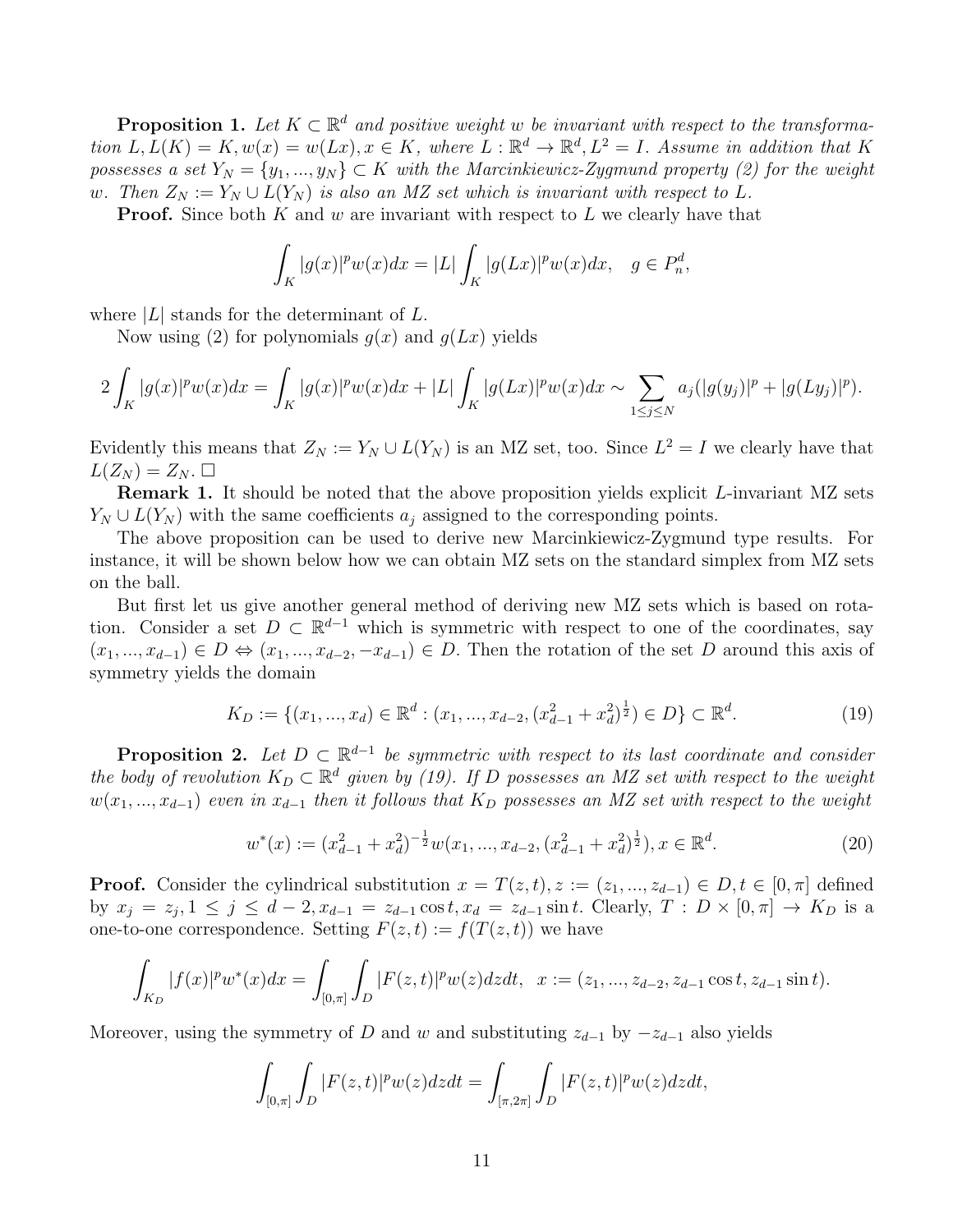**Proposition 1.** *Let $K \subset \mathbb{R}^d$ and positive weight $w$ be invariant with respect to the transformation $L, L(K) = K, w(x) = w(Lx), x \in K$, where $L : \mathbb{R}^d \to \mathbb{R}^d, L^2 = I$. Assume in addition that $K$ possesses a set $Y_N = \{y_1, ..., y_N\} \subset K$ with the Marcinkiewicz-Zygmund property (2) for the weight $w$. Then $Z_N := Y_N \cup L(Y_N)$ is also an MZ set which is invariant with respect to $L$.*

**Proof.** Since both $K$ and $w$ are invariant with respect to $L$ we clearly have that

$$\int_K |g(x)|^p w(x)dx = |L| \int_K |g(Lx)|^p w(x)dx, \quad g \in P_n^d,$$

where $|L|$ stands for the determinant of $L$.

Now using (2) for polynomials $g(x)$ and $g(Lx)$ yields

$$2\int_K |g(x)|^p w(x)dx = \int_K |g(x)|^p w(x)dx + |L| \int_K |g(Lx)|^p w(x)dx \sim \sum_{1 \leq j \leq N} a_j(|g(y_j)|^p + |g(Ly_j)|^p).$$

Evidently this means that $Z_N := Y_N \cup L(Y_N)$ is an MZ set, too. Since $L^2 = I$ we clearly have that $L(Z_N) = Z_N$. $\square$

**Remark 1.** It should be noted that the above proposition yields explicit $L$-invariant MZ sets $Y_N \cup L(Y_N)$ with the same coefficients $a_j$ assigned to the corresponding points.

The above proposition can be used to derive new Marcinkiewicz-Zygmund type results. For instance, it will be shown below how we can obtain MZ sets on the standard simplex from MZ sets on the ball.

But first let us give another general method of deriving new MZ sets which is based on rotation. Consider a set $D \subset \mathbb{R}^{d-1}$ which is symmetric with respect to one of the coordinates, say $(x_1, ..., x_{d-1}) \in D \Leftrightarrow (x_1, ..., x_{d-2}, -x_{d-1}) \in D$. Then the rotation of the set $D$ around this axis of symmetry yields the domain

$$K_D := \{(x_1, ..., x_d) \in \mathbb{R}^d : (x_1, ..., x_{d-2}, (x_{d-1}^2 + x_d^2)^{\frac{1}{2}}) \in D\} \subset \mathbb{R}^d. \tag{19}$$

**Proposition 2.** *Let $D \subset \mathbb{R}^{d-1}$ be symmetric with respect to its last coordinate and consider the body of revolution $K_D \subset \mathbb{R}^d$ given by (19). If $D$ possesses an MZ set with respect to the weight $w(x_1, ..., x_{d-1})$ even in $x_{d-1}$ then it follows that $K_D$ possesses an MZ set with respect to the weight*

$$w^*(x) := (x_{d-1}^2 + x_d^2)^{-\frac{1}{2}} w(x_1, ..., x_{d-2}, (x_{d-1}^2 + x_d^2)^{\frac{1}{2}}), x \in \mathbb{R}^d. \tag{20}$$

**Proof.** Consider the cylindrical substitution $x = T(z, t), z := (z_1, ..., z_{d-1}) \in D, t \in [0, \pi]$ defined by $x_j = z_j, 1 \leq j \leq d-2, x_{d-1} = z_{d-1} \cos t, x_d = z_{d-1} \sin t$. Clearly, $T : D \times [0, \pi] \to K_D$ is a one-to-one correspondence. Setting $F(z, t) := f(T(z, t))$ we have

$$\int_{K_D} |f(x)|^p w^*(x)dx = \int_{[0,\pi]} \int_D |F(z, t)|^p w(z)dzdt, \quad x := (z_1, ..., z_{d-2}, z_{d-1} \cos t, z_{d-1} \sin t).$$

Moreover, using the symmetry of $D$ and $w$ and substituting $z_{d-1}$ by $-z_{d-1}$ also yields

$$\int_{[0,\pi]} \int_D |F(z, t)|^p w(z)dzdt = \int_{[\pi,2\pi]} \int_D |F(z, t)|^p w(z)dzdt,$$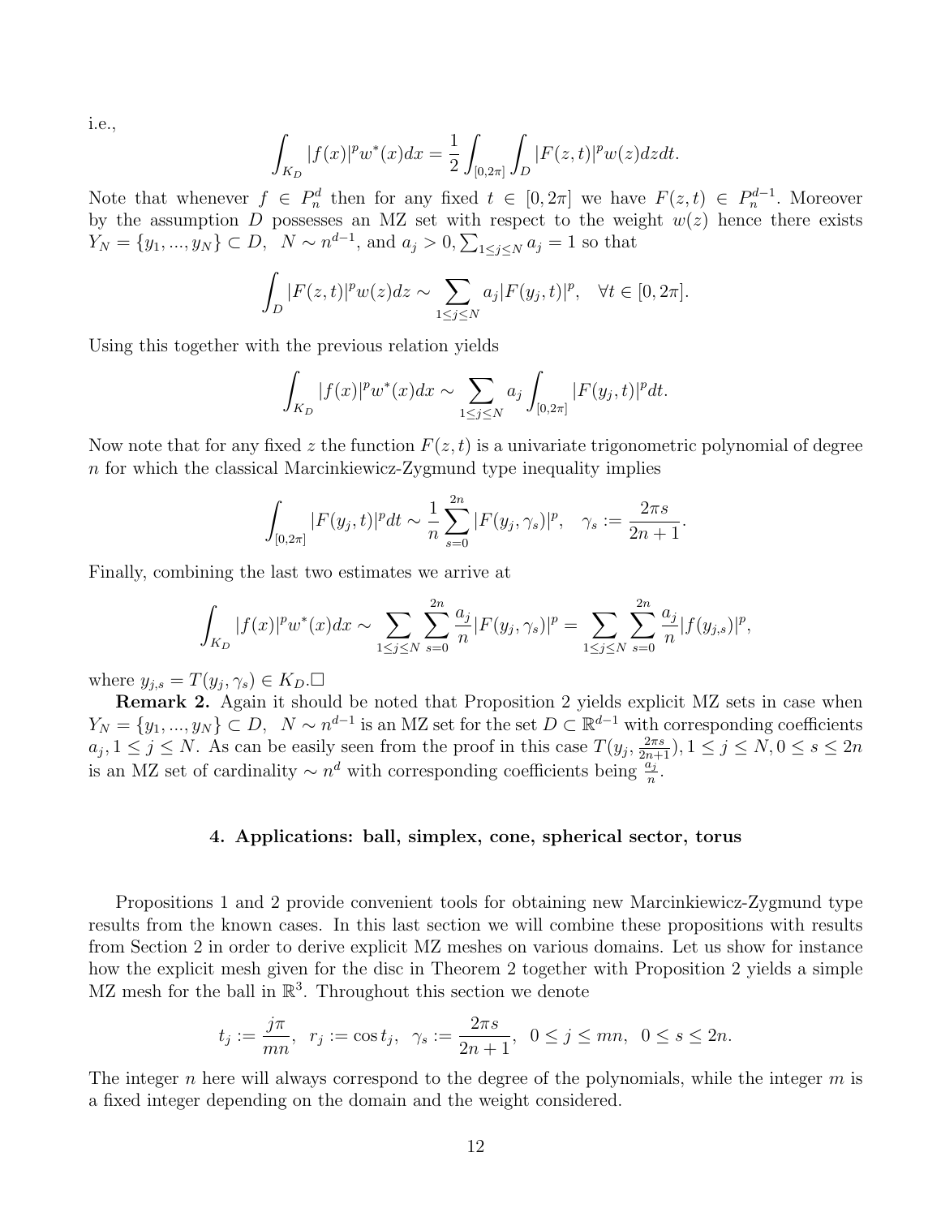i.e.,

$$\int_{K_D} |f(x)|^p w^*(x)dx = \frac{1}{2}\int_{[0,2\pi]}\int_D |F(z,t)|^p w(z)dzdt.$$

Note that whenever $f \in P_n^d$ then for any fixed $t \in [0, 2\pi]$ we have $F(z,t) \in P_n^{d-1}$. Moreover by the assumption $D$ possesses an MZ set with respect to the weight $w(z)$ hence there exists $Y_N = \{y_1, ..., y_N\} \subset D$, $N \sim n^{d-1}$, and $a_j > 0, \sum_{1\leq j\leq N} a_j = 1$ so that

$$\int_D |F(z,t)|^p w(z)dz \sim \sum_{1\leq j\leq N} a_j |F(y_j, t)|^p, \quad \forall t \in [0, 2\pi].$$

Using this together with the previous relation yields

$$\int_{K_D} |f(x)|^p w^*(x)dx \sim \sum_{1\leq j\leq N} a_j \int_{[0,2\pi]} |F(y_j, t)|^p dt.$$

Now note that for any fixed $z$ the function $F(z,t)$ is a univariate trigonometric polynomial of degree $n$ for which the classical Marcinkiewicz-Zygmund type inequality implies

$$\int_{[0,2\pi]} |F(y_j, t)|^p dt \sim \frac{1}{n}\sum_{s=0}^{2n} |F(y_j, \gamma_s)|^p, \quad \gamma_s := \frac{2\pi s}{2n+1}.$$

Finally, combining the last two estimates we arrive at

$$\int_{K_D} |f(x)|^p w^*(x)dx \sim \sum_{1\leq j\leq N}\sum_{s=0}^{2n} \frac{a_j}{n}|F(y_j, \gamma_s)|^p = \sum_{1\leq j\leq N}\sum_{s=0}^{2n} \frac{a_j}{n}|f(y_{j,s})|^p,$$

where $y_{j,s} = T(y_j, \gamma_s) \in K_D$.□

**Remark 2.** Again it should be noted that Proposition 2 yields explicit MZ sets in case when $Y_N = \{y_1, ..., y_N\} \subset D$, $N \sim n^{d-1}$ is an MZ set for the set $D \subset \mathbb{R}^{d-1}$ with corresponding coefficients $a_j, 1 \leq j \leq N$. As can be easily seen from the proof in this case $T(y_j, \frac{2\pi s}{2n+1}), 1 \leq j \leq N, 0 \leq s \leq 2n$ is an MZ set of cardinality $\sim n^d$ with corresponding coefficients being $\frac{a_j}{n}$.

## 4. Applications: ball, simplex, cone, spherical sector, torus

Propositions 1 and 2 provide convenient tools for obtaining new Marcinkiewicz-Zygmund type results from the known cases. In this last section we will combine these propositions with results from Section 2 in order to derive explicit MZ meshes on various domains. Let us show for instance how the explicit mesh given for the disc in Theorem 2 together with Proposition 2 yields a simple MZ mesh for the ball in $\mathbb{R}^3$. Throughout this section we denote

$$t_j := \frac{j\pi}{mn}, \ \ r_j := \cos t_j, \ \ \gamma_s := \frac{2\pi s}{2n+1}, \ \ 0 \leq j \leq mn, \ \ 0 \leq s \leq 2n.$$

The integer $n$ here will always correspond to the degree of the polynomials, while the integer $m$ is a fixed integer depending on the domain and the weight considered.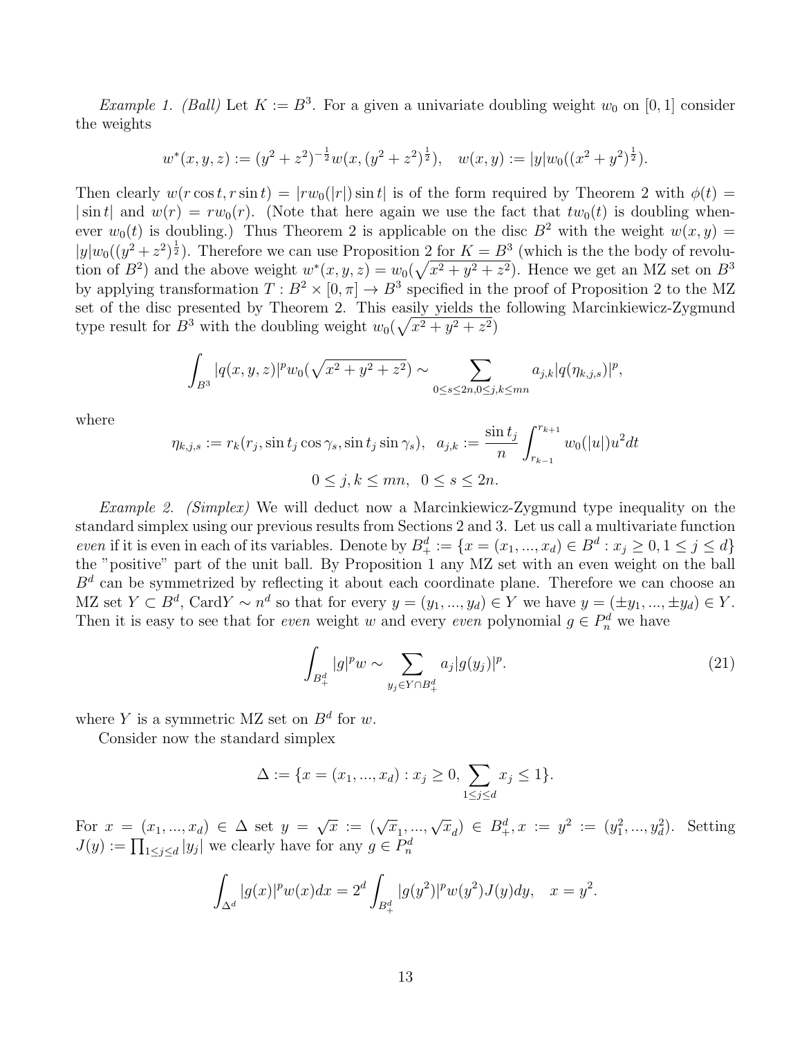*Example 1. (Ball)* Let $K := B^3$. For a given a univariate doubling weight $w_0$ on $[0,1]$ consider the weights

$$w^*(x,y,z) := (y^2+z^2)^{-\frac{1}{2}} w(x,(y^2+z^2)^{\frac{1}{2}}), \quad w(x,y) := |y| w_0((x^2+y^2)^{\frac{1}{2}}).$$

Then clearly $w(r\cos t, r\sin t) = |rw_0(|r|)\sin t|$ is of the form required by Theorem 2 with $\phi(t) = |\sin t|$ and $w(r) = rw_0(r)$. (Note that here again we use the fact that $tw_0(t)$ is doubling whenever $w_0(t)$ is doubling.) Thus Theorem 2 is applicable on the disc $B^2$ with the weight $w(x,y) = |y|w_0((y^2+z^2)^{\frac{1}{2}})$. Therefore we can use Proposition 2 for $K = B^3$ (which is the the body of revolution of $B^2$) and the above weight $w^*(x,y,z) = w_0(\sqrt{x^2+y^2+z^2})$. Hence we get an MZ set on $B^3$ by applying transformation $T : B^2 \times [0,\pi] \to B^3$ specified in the proof of Proposition 2 to the MZ set of the disc presented by Theorem 2. This easily yields the following Marcinkiewicz-Zygmund type result for $B^3$ with the doubling weight $w_0(\sqrt{x^2+y^2+z^2})$

$$\int_{B^3} |q(x,y,z)|^p w_0(\sqrt{x^2+y^2+z^2}) \sim \sum_{0\le s\le 2n, 0\le j,k\le mn} a_{j,k} |q(\eta_{k,j,s})|^p,$$

where

$$\eta_{k,j,s} := r_k(r_j, \sin t_j \cos\gamma_s, \sin t_j \sin\gamma_s), \quad a_{j,k} := \frac{\sin t_j}{n} \int_{r_{k-1}}^{r_{k+1}} w_0(|u|)u^2 dt$$

$$0 \le j,k \le mn, \quad 0 \le s \le 2n.$$

*Example 2. (Simplex)* We will deduct now a Marcinkiewicz-Zygmund type inequality on the standard simplex using our previous results from Sections 2 and 3. Let us call a multivariate function *even* if it is even in each of its variables. Denote by $B^d_+ := \{x = (x_1,...,x_d) \in B^d : x_j \ge 0, 1 \le j \le d\}$ the "positive" part of the unit ball. By Proposition 1 any MZ set with an even weight on the ball $B^d$ can be symmetrized by reflecting it about each coordinate plane. Therefore we can choose an MZ set $Y \subset B^d$, $\text{Card}Y \sim n^d$ so that for every $y = (y_1,...,y_d) \in Y$ we have $y = (\pm y_1,...,\pm y_d) \in Y$. Then it is easy to see that for *even* weight $w$ and every *even* polynomial $g \in P^d_n$ we have

$$\int_{B^d_+} |g|^p w \sim \sum_{y_j \in Y \cap B^d_+} a_j |g(y_j)|^p. \tag{21}$$

where $Y$ is a symmetric MZ set on $B^d$ for $w$.

Consider now the standard simplex

$$\Delta := \{x = (x_1,...,x_d) : x_j \ge 0, \sum_{1\le j\le d} x_j \le 1\}.$$

For $x = (x_1,...,x_d) \in \Delta$ set $y = \sqrt{x} := (\sqrt{x}_1,...,\sqrt{x}_d) \in B^d_+, x := y^2 := (y_1^2,...,y_d^2)$. Setting $J(y) := \prod_{1\le j\le d} |y_j|$ we clearly have for any $g \in P^d_n$

$$\int_{\Delta^d} |g(x)|^p w(x) dx = 2^d \int_{B^d_+} |g(y^2)|^p w(y^2) J(y) dy, \quad x = y^2.$$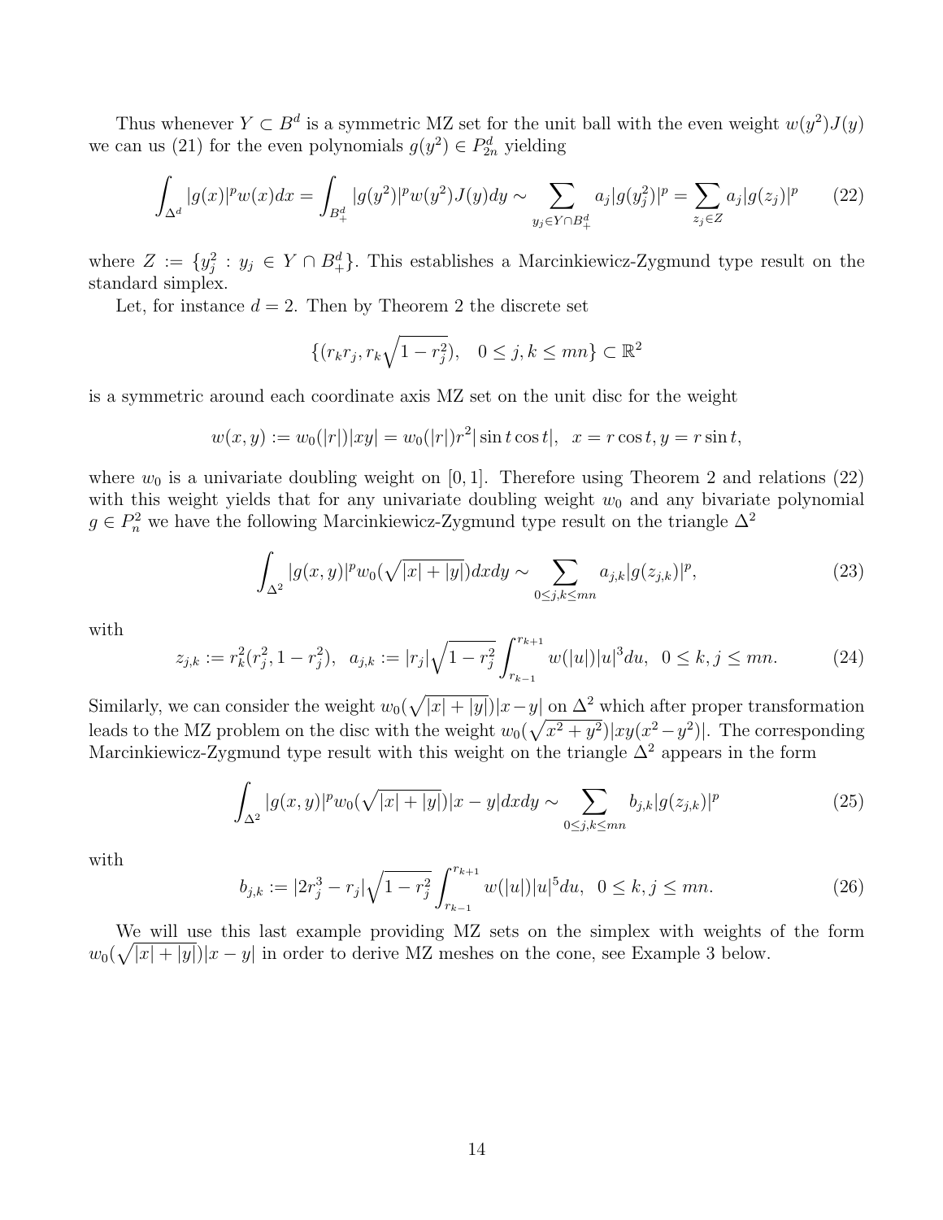Thus whenever $Y \subset B^d$ is a symmetric MZ set for the unit ball with the even weight $w(y^2)J(y)$ we can us (21) for the even polynomials $g(y^2) \in P^d_{2n}$ yielding

$$\int_{\Delta^d} |g(x)|^p w(x) dx = \int_{B^d_+} |g(y^2)|^p w(y^2) J(y) dy \sim \sum_{y_j \in Y \cap B^d_+} a_j |g(y_j^2)|^p = \sum_{z_j \in Z} a_j |g(z_j)|^p \tag{22}$$

where $Z := \{y_j^2 : y_j \in Y \cap B^d_+\}$. This establishes a Marcinkiewicz-Zygmund type result on the standard simplex.

Let, for instance $d = 2$. Then by Theorem 2 the discrete set

$$\{(r_k r_j, r_k\sqrt{1 - r_j^2}), \quad 0 \le j, k \le mn\} \subset \mathbb{R}^2$$

is a symmetric around each coordinate axis MZ set on the unit disc for the weight

$$w(x, y) := w_0(|r|)|xy| = w_0(|r|) r^2 |\sin t \cos t|, \quad x = r \cos t, y = r \sin t,$$

where $w_0$ is a univariate doubling weight on $[0, 1]$. Therefore using Theorem 2 and relations (22) with this weight yields that for any univariate doubling weight $w_0$ and any bivariate polynomial $g \in P^2_n$ we have the following Marcinkiewicz-Zygmund type result on the triangle $\Delta^2$

$$\int_{\Delta^2} |g(x, y)|^p w_0(\sqrt{|x| + |y|}) dx dy \sim \sum_{0 \le j,k \le mn} a_{j,k} |g(z_{j,k})|^p, \tag{23}$$

with

$$z_{j,k} := r_k^2(r_j^2, 1 - r_j^2), \quad a_{j,k} := |r_j|\sqrt{1 - r_j^2} \int_{r_{k-1}}^{r_{k+1}} w(|u|)|u|^3 du, \quad 0 \le k, j \le mn. \tag{24}$$

Similarly, we can consider the weight $w_0(\sqrt{|x| + |y|})|x - y|$ on $\Delta^2$ which after proper transformation leads to the MZ problem on the disc with the weight $w_0(\sqrt{x^2 + y^2})|xy(x^2 - y^2)|$. The corresponding Marcinkiewicz-Zygmund type result with this weight on the triangle $\Delta^2$ appears in the form

$$\int_{\Delta^2} |g(x, y)|^p w_0(\sqrt{|x| + |y|})|x - y| dx dy \sim \sum_{0 \le j,k \le mn} b_{j,k} |g(z_{j,k})|^p \tag{25}$$

with

$$b_{j,k} := |2r_j^3 - r_j|\sqrt{1 - r_j^2} \int_{r_{k-1}}^{r_{k+1}} w(|u|)|u|^5 du, \quad 0 \le k, j \le mn. \tag{26}$$

We will use this last example providing MZ sets on the simplex with weights of the form $w_0(\sqrt{|x| + |y|})|x - y|$ in order to derive MZ meshes on the cone, see Example 3 below.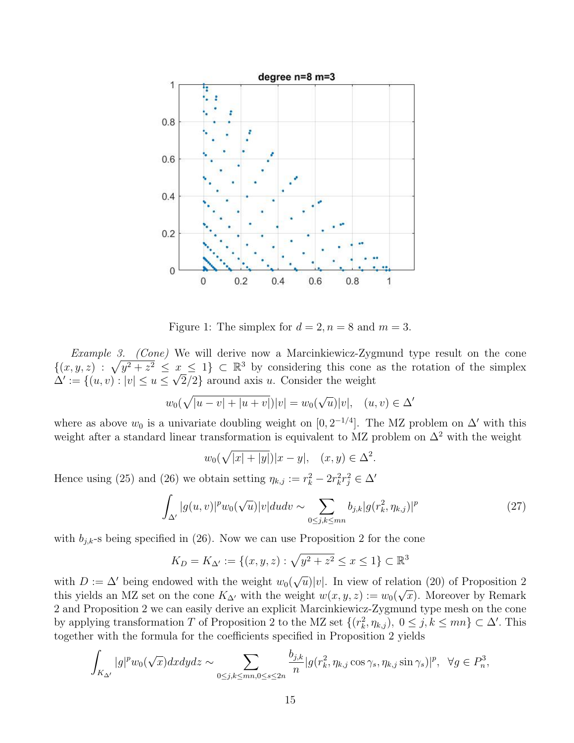Figure 1: The simplex for $d = 2, n = 8$ and $m = 3$.

*Example 3.* *(Cone)* We will derive now a Marcinkiewicz-Zygmund type result on the cone $\{(x, y, z) : \sqrt{y^2 + z^2} \leq x \leq 1\} \subset \mathbb{R}^3$ by considering this cone as the rotation of the simplex $\Delta' := \{(u, v) : |v| \leq u \leq \sqrt{2}/2\}$ around axis $u$. Consider the weight

$$w_0(\sqrt{|u - v| + |u + v|})|v| = w_0(\sqrt{u})|v|, \quad (u, v) \in \Delta'$$

where as above $w_0$ is a univariate doubling weight on $[0, 2^{-1/4}]$. The MZ problem on $\Delta'$ with this weight after a standard linear transformation is equivalent to MZ problem on $\Delta^2$ with the weight

$$w_0(\sqrt{|x| + |y|})|x - y|, \quad (x, y) \in \Delta^2.$$

Hence using (25) and (26) we obtain setting $\eta_{k,j} := r_k^2 - 2r_k^2 r_j^2 \in \Delta'$

$$\int_{\Delta'} |g(u, v)|^p w_0(\sqrt{u})|v| du dv \sim \sum_{0 \leq j,k \leq mn} b_{j,k} |g(r_k^2, \eta_{k,j})|^p \tag{27}$$

with $b_{j,k}$-s being specified in (26). Now we can use Proposition 2 for the cone

$$K_D = K_{\Delta'} := \{(x, y, z) : \sqrt{y^2 + z^2} \leq x \leq 1\} \subset \mathbb{R}^3$$

with $D := \Delta'$ being endowed with the weight $w_0(\sqrt{u})|v|$. In view of relation (20) of Proposition 2 this yields an MZ set on the cone $K_{\Delta'}$ with the weight $w(x, y, z) := w_0(\sqrt{x})$. Moreover by Remark 2 and Proposition 2 we can easily derive an explicit Marcinkiewicz-Zygmund type mesh on the cone by applying transformation $T$ of Proposition 2 to the MZ set $\{(r_k^2, \eta_{k,j}),\ 0 \leq j, k \leq mn\} \subset \Delta'$. This together with the formula for the coefficients specified in Proposition 2 yields

$$\int_{K_{\Delta'}} |g|^p w_0(\sqrt{x}) dx dy dz \sim \sum_{0 \leq j,k \leq mn, 0 \leq s \leq 2n} \frac{b_{j,k}}{n} |g(r_k^2, \eta_{k,j} \cos \gamma_s, \eta_{k,j} \sin \gamma_s)|^p, \quad \forall g \in P_n^3,$$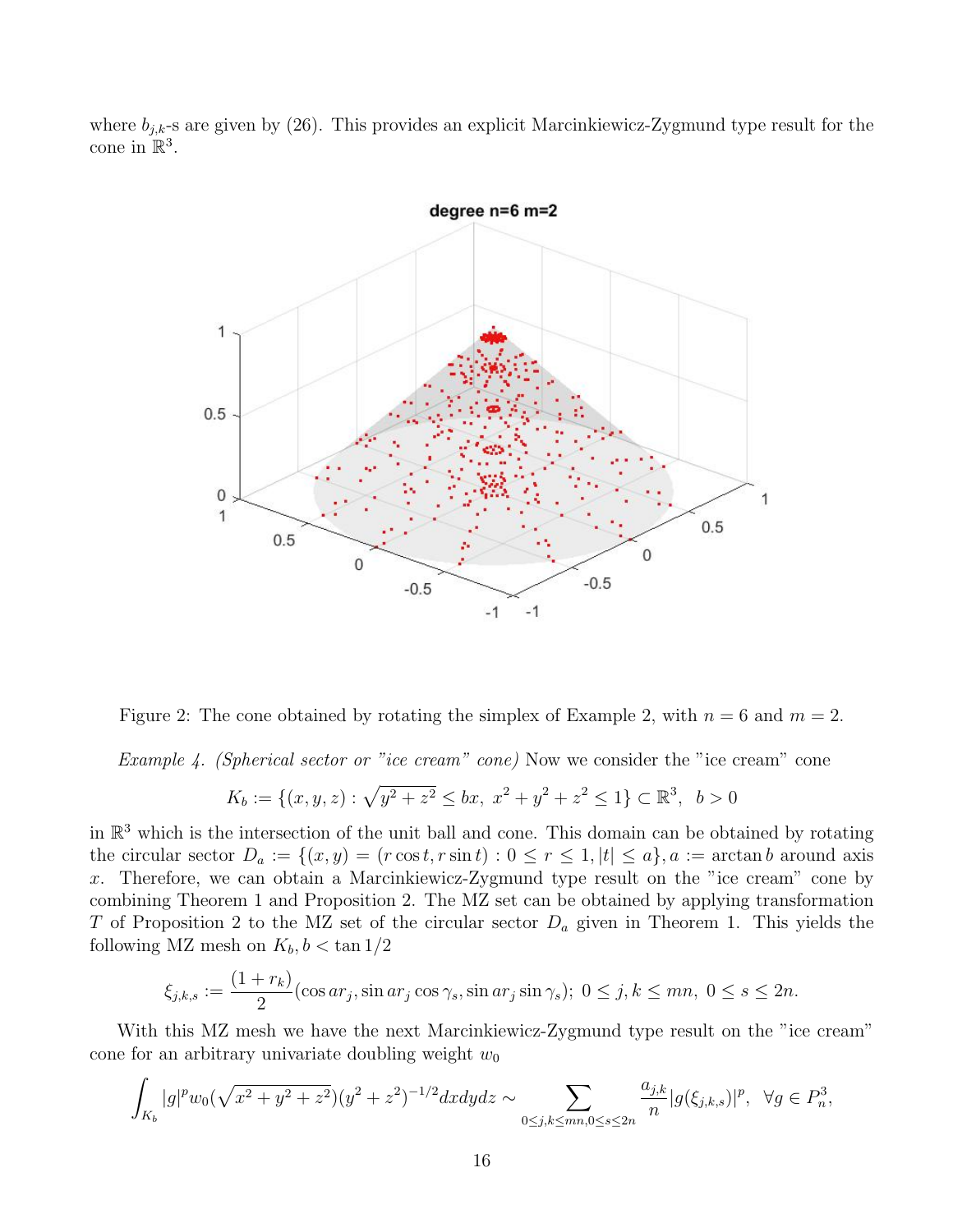where $b_{j,k}$-s are given by (26). This provides an explicit Marcinkiewicz-Zygmund type result for the cone in $\mathbb{R}^3$.

Figure 2: The cone obtained by rotating the simplex of Example 2, with $n = 6$ and $m = 2$.

*Example 4. (Spherical sector or "ice cream" cone)* Now we consider the "ice cream" cone

$$K_b := \{(x, y, z) : \sqrt{y^2 + z^2} \leq bx,\ x^2 + y^2 + z^2 \leq 1\} \subset \mathbb{R}^3, \quad b > 0$$

in $\mathbb{R}^3$ which is the intersection of the unit ball and cone. This domain can be obtained by rotating the circular sector $D_a := \{(x, y) = (r \cos t, r \sin t) : 0 \leq r \leq 1, |t| \leq a\}, a := \arctan b$ around axis $x$. Therefore, we can obtain a Marcinkiewicz-Zygmund type result on the "ice cream" cone by combining Theorem 1 and Proposition 2. The MZ set can be obtained by applying transformation $T$ of Proposition 2 to the MZ set of the circular sector $D_a$ given in Theorem 1. This yields the following MZ mesh on $K_b, b < \tan 1/2$

$$\xi_{j,k,s} := \frac{(1 + r_k)}{2}(\cos ar_j, \sin ar_j \cos \gamma_s, \sin ar_j \sin \gamma_s);\ 0 \leq j, k \leq mn,\ 0 \leq s \leq 2n.$$

With this MZ mesh we have the next Marcinkiewicz-Zygmund type result on the "ice cream" cone for an arbitrary univariate doubling weight $w_0$

$$\int_{K_b} |g|^p w_0(\sqrt{x^2 + y^2 + z^2})(y^2 + z^2)^{-1/2} dxdydz \sim \sum_{0 \leq j,k \leq mn, 0 \leq s \leq 2n} \frac{a_{j,k}}{n} |g(\xi_{j,k,s})|^p, \quad \forall g \in P_n^3,$$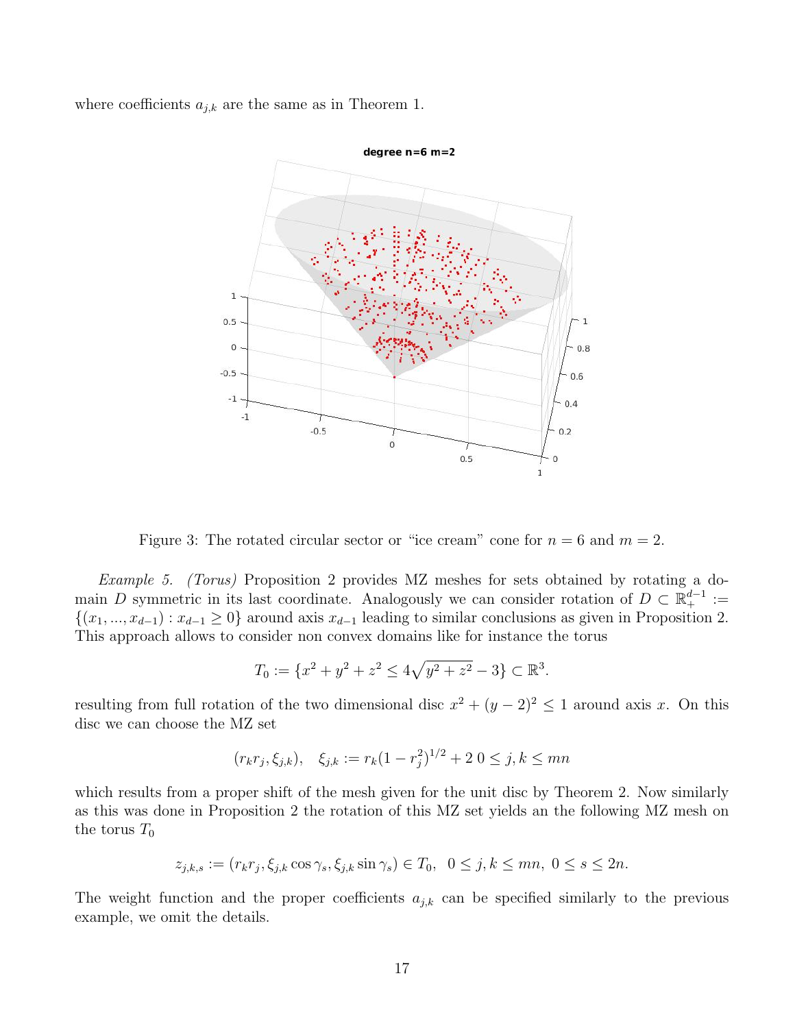where coefficients $a_{j,k}$ are the same as in Theorem 1.

Figure 3: The rotated circular sector or "ice cream" cone for $n = 6$ and $m = 2$.

*Example 5. (Torus)* Proposition 2 provides MZ meshes for sets obtained by rotating a domain $D$ symmetric in its last coordinate. Analogously we can consider rotation of $D \subset \mathbb{R}^{d-1}_+ := \{(x_1, ..., x_{d-1}) : x_{d-1} \geq 0\}$ around axis $x_{d-1}$ leading to similar conclusions as given in Proposition 2. This approach allows to consider non convex domains like for instance the torus

$$T_0 := \{x^2 + y^2 + z^2 \leq 4\sqrt{y^2 + z^2} - 3\} \subset \mathbb{R}^3.$$

resulting from full rotation of the two dimensional disc $x^2 + (y-2)^2 \leq 1$ around axis $x$. On this disc we can choose the MZ set

$$(r_k r_j, \xi_{j,k}), \quad \xi_{j,k} := r_k(1 - r_j^2)^{1/2} + 2 \; 0 \leq j, k \leq mn$$

which results from a proper shift of the mesh given for the unit disc by Theorem 2. Now similarly as this was done in Proposition 2 the rotation of this MZ set yields an the following MZ mesh on the torus $T_0$

$$z_{j,k,s} := (r_k r_j, \xi_{j,k} \cos \gamma_s, \xi_{j,k} \sin \gamma_s) \in T_0, \;\; 0 \leq j, k \leq mn, \; 0 \leq s \leq 2n.$$

The weight function and the proper coefficients $a_{j,k}$ can be specified similarly to the previous example, we omit the details.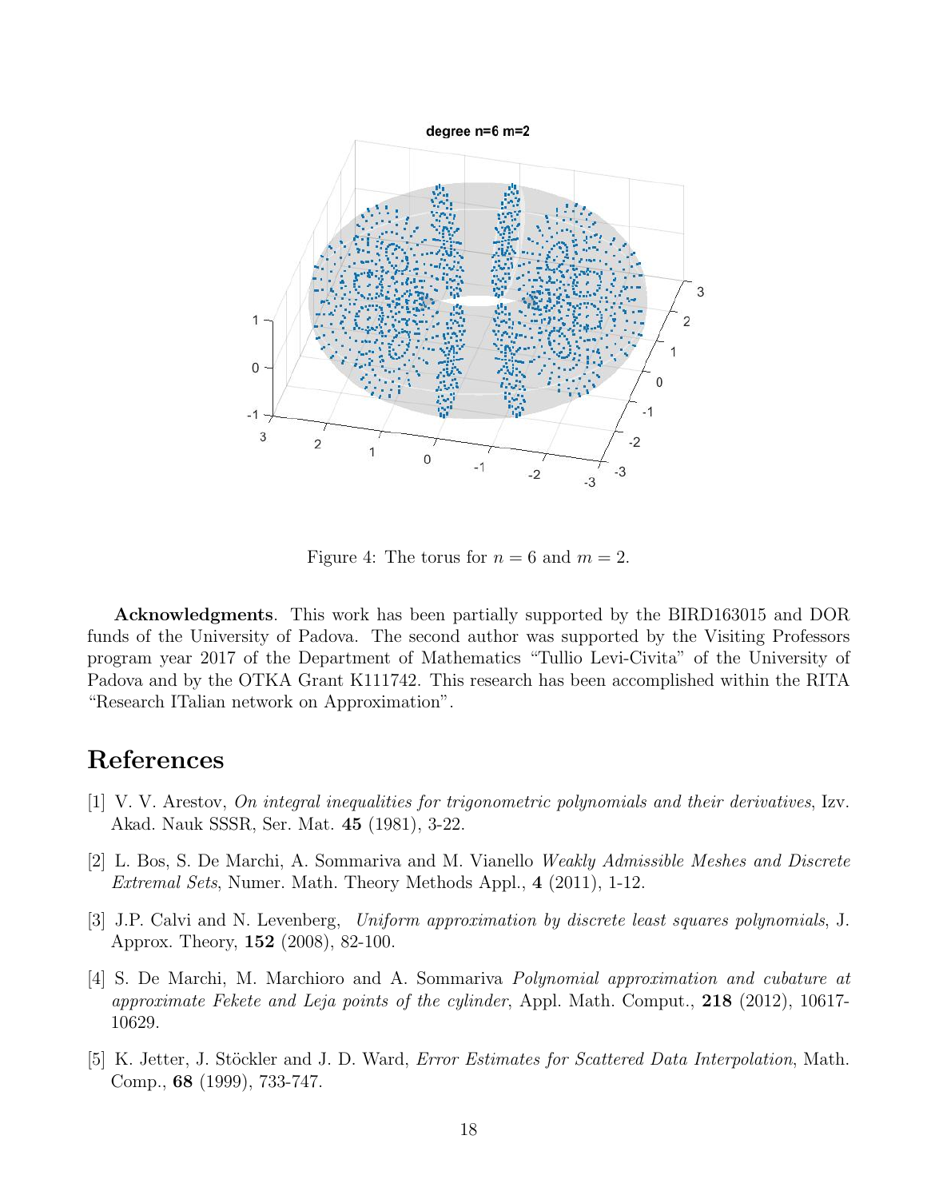Figure 4: The torus for $n = 6$ and $m = 2$.

**Acknowledgments**. This work has been partially supported by the BIRD163015 and DOR funds of the University of Padova. The second author was supported by the Visiting Professors program year 2017 of the Department of Mathematics "Tullio Levi-Civita" of the University of Padova and by the OTKA Grant K111742. This research has been accomplished within the RITA "Research ITalian network on Approximation".

# References

[1] V. V. Arestov, *On integral inequalities for trigonometric polynomials and their derivatives*, Izv. Akad. Nauk SSSR, Ser. Mat. **45** (1981), 3-22.

[2] L. Bos, S. De Marchi, A. Sommariva and M. Vianello *Weakly Admissible Meshes and Discrete Extremal Sets*, Numer. Math. Theory Methods Appl., **4** (2011), 1-12.

[3] J.P. Calvi and N. Levenberg, *Uniform approximation by discrete least squares polynomials*, J. Approx. Theory, **152** (2008), 82-100.

[4] S. De Marchi, M. Marchioro and A. Sommariva *Polynomial approximation and cubature at approximate Fekete and Leja points of the cylinder*, Appl. Math. Comput., **218** (2012), 10617-10629.

[5] K. Jetter, J. Stöckler and J. D. Ward, *Error Estimates for Scattered Data Interpolation*, Math. Comp., **68** (1999), 733-747.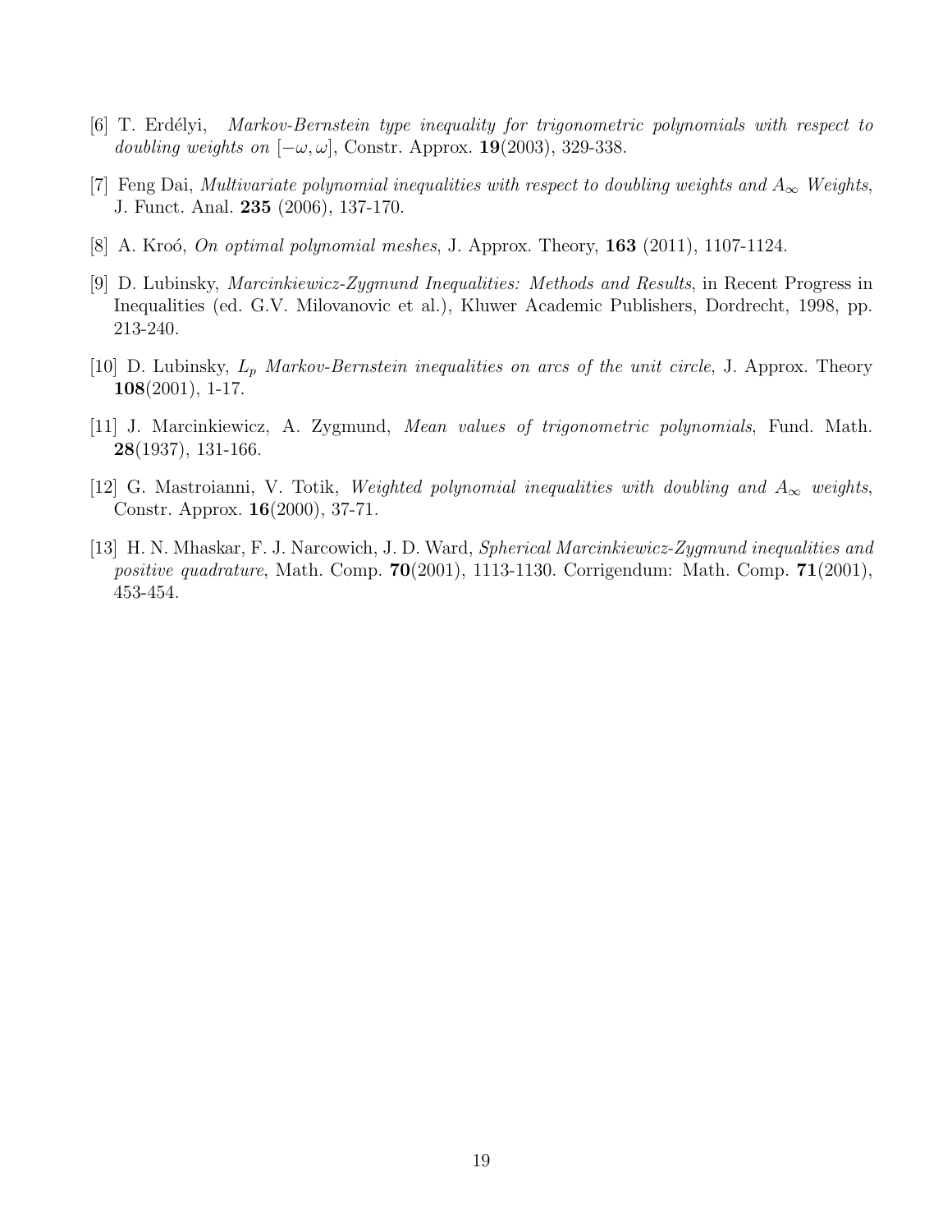[6] T. Erdélyi, *Markov-Bernstein type inequality for trigonometric polynomials with respect to doubling weights on $[-\omega, \omega]$*, Constr. Approx. **19**(2003), 329-338.

[7] Feng Dai, *Multivariate polynomial inequalities with respect to doubling weights and $A_\infty$ Weights*, J. Funct. Anal. **235** (2006), 137-170.

[8] A. Kroó, *On optimal polynomial meshes*, J. Approx. Theory, **163** (2011), 1107-1124.

[9] D. Lubinsky, *Marcinkiewicz-Zygmund Inequalities: Methods and Results*, in Recent Progress in Inequalities (ed. G.V. Milovanovic et al.), Kluwer Academic Publishers, Dordrecht, 1998, pp. 213-240.

[10] D. Lubinsky, *$L_p$ Markov-Bernstein inequalities on arcs of the unit circle*, J. Approx. Theory **108**(2001), 1-17.

[11] J. Marcinkiewicz, A. Zygmund, *Mean values of trigonometric polynomials*, Fund. Math. **28**(1937), 131-166.

[12] G. Mastroianni, V. Totik, *Weighted polynomial inequalities with doubling and $A_\infty$ weights*, Constr. Approx. **16**(2000), 37-71.

[13] H. N. Mhaskar, F. J. Narcowich, J. D. Ward, *Spherical Marcinkiewicz-Zygmund inequalities and positive quadrature*, Math. Comp. **70**(2001), 1113-1130. Corrigendum: Math. Comp. **71**(2001), 453-454.